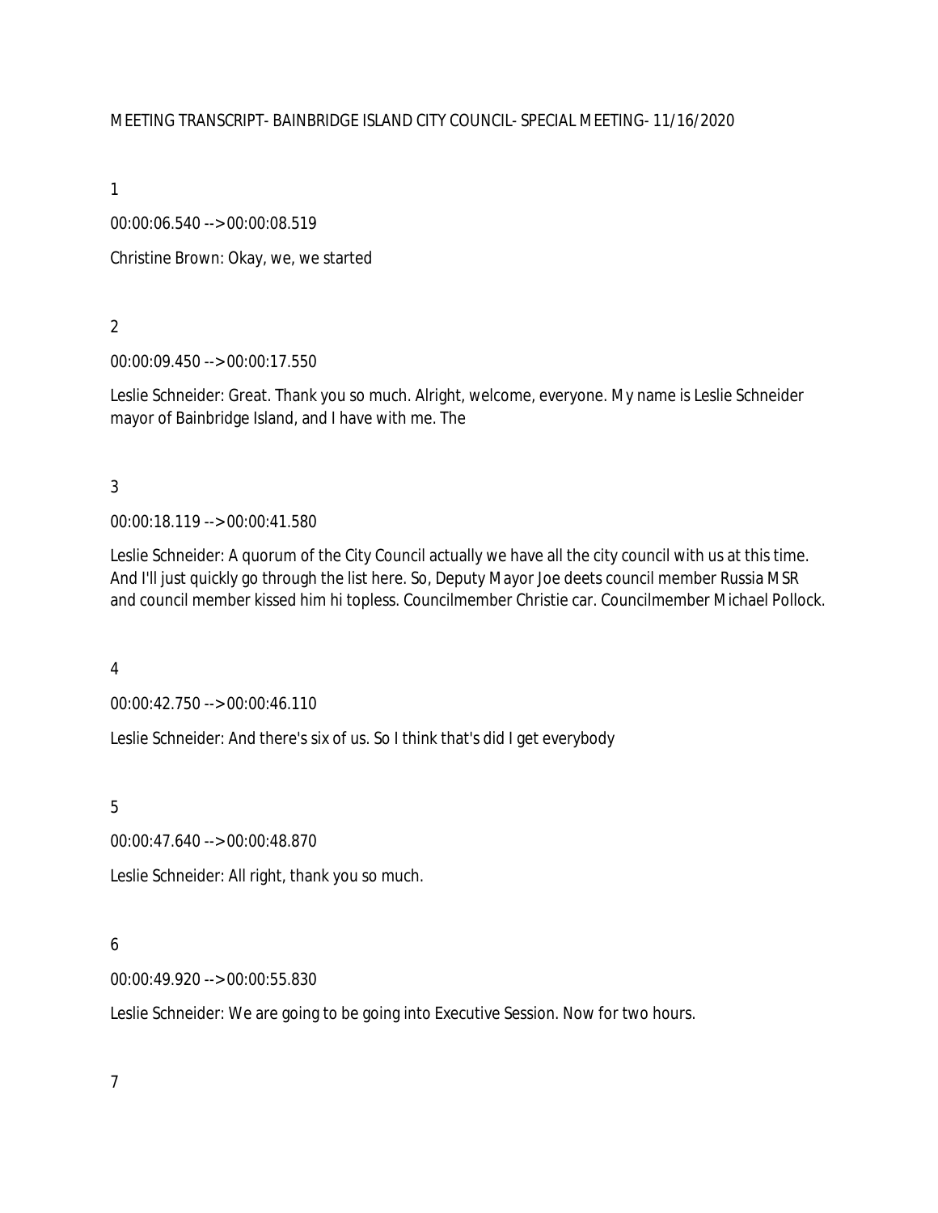MEETING TRANSCRIPT- BAINBRIDGE ISLAND CITY COUNCIL- SPECIAL MEETING- 11/16/2020

1

00:00:06.540 --> 00:00:08.519

Christine Brown: Okay, we, we started

2

00:00:09.450 --> 00:00:17.550

Leslie Schneider: Great. Thank you so much. Alright, welcome, everyone. My name is Leslie Schneider mayor of Bainbridge Island, and I have with me. The

3

00:00:18.119 --> 00:00:41.580

Leslie Schneider: A quorum of the City Council actually we have all the city council with us at this time. And I'll just quickly go through the list here. So, Deputy Mayor Joe deets council member Russia MSR and council member kissed him hi topless. Councilmember Christie car. Councilmember Michael Pollock.

4

00:00:42.750 --> 00:00:46.110

Leslie Schneider: And there's six of us. So I think that's did I get everybody

5

00:00:47.640 --> 00:00:48.870

Leslie Schneider: All right, thank you so much.

6

00:00:49.920 --> 00:00:55.830

Leslie Schneider: We are going to be going into Executive Session. Now for two hours.

7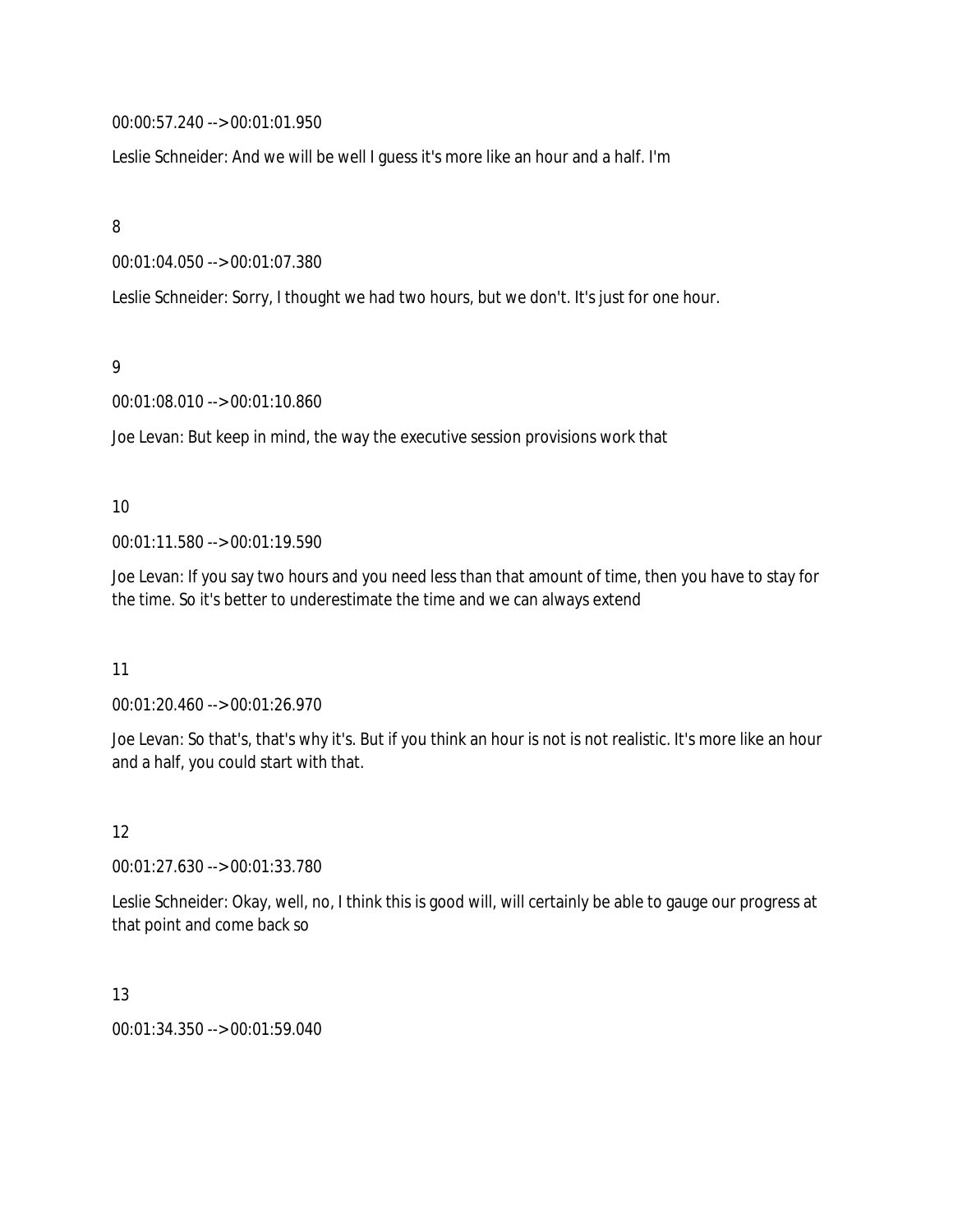00:00:57.240 --> 00:01:01.950

Leslie Schneider: And we will be well I guess it's more like an hour and a half. I'm

8

00:01:04.050 --> 00:01:07.380

Leslie Schneider: Sorry, I thought we had two hours, but we don't. It's just for one hour.

9

00:01:08.010 --> 00:01:10.860

Joe Levan: But keep in mind, the way the executive session provisions work that

10

00:01:11.580 --> 00:01:19.590

Joe Levan: If you say two hours and you need less than that amount of time, then you have to stay for the time. So it's better to underestimate the time and we can always extend

11

00:01:20.460 --> 00:01:26.970

Joe Levan: So that's, that's why it's. But if you think an hour is not is not realistic. It's more like an hour and a half, you could start with that.

12

00:01:27.630 --> 00:01:33.780

Leslie Schneider: Okay, well, no, I think this is good will, will certainly be able to gauge our progress at that point and come back so

13

00:01:34.350 --> 00:01:59.040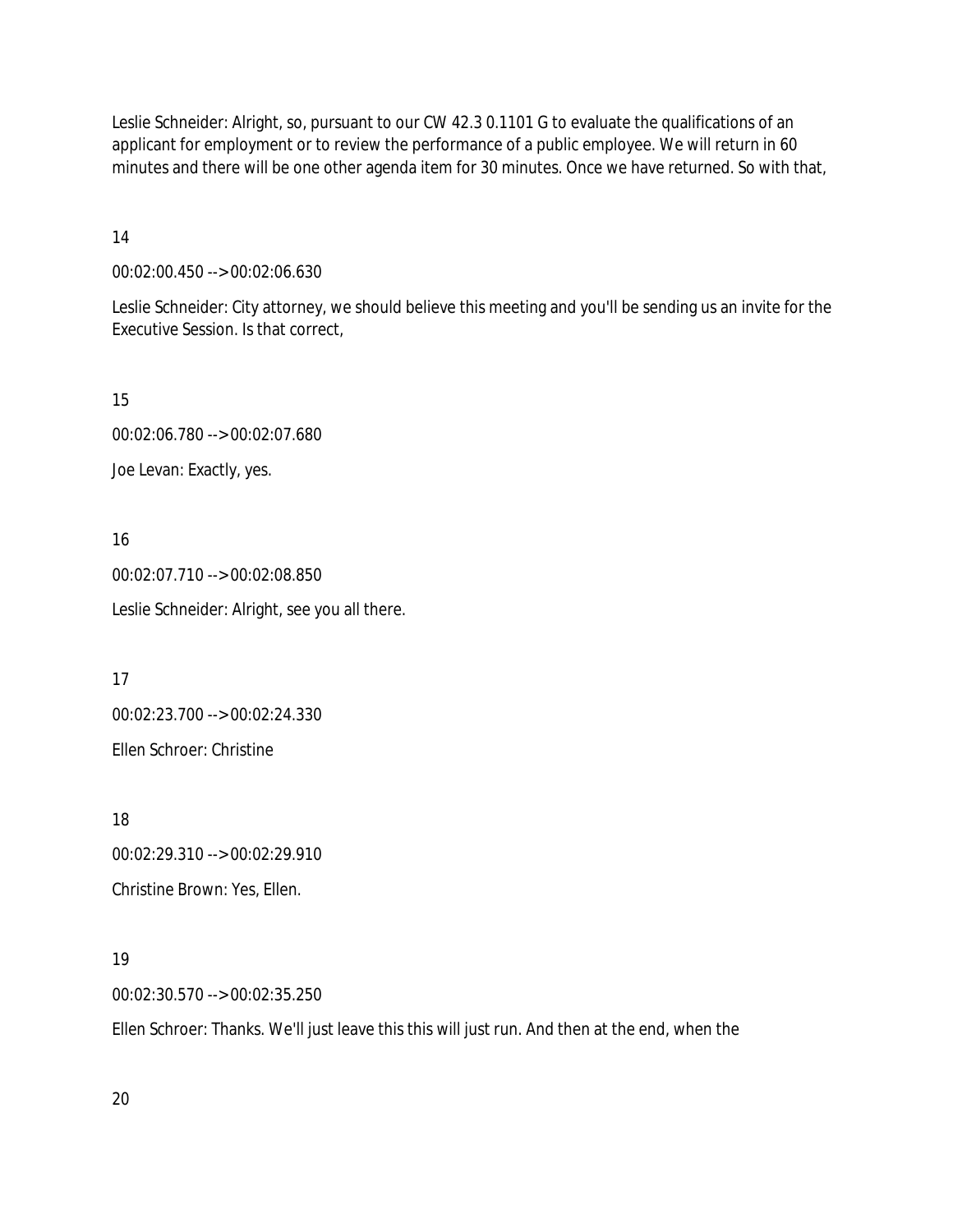Leslie Schneider: Alright, so, pursuant to our CW 42.3 0.1101 G to evaluate the qualifications of an applicant for employment or to review the performance of a public employee. We will return in 60 minutes and there will be one other agenda item for 30 minutes. Once we have returned. So with that,

14

00:02:00.450 --> 00:02:06.630

Leslie Schneider: City attorney, we should believe this meeting and you'll be sending us an invite for the Executive Session. Is that correct,

15

00:02:06.780 --> 00:02:07.680

Joe Levan: Exactly, yes.

16

00:02:07.710 --> 00:02:08.850

Leslie Schneider: Alright, see you all there.

17

00:02:23.700 --> 00:02:24.330

Ellen Schroer: Christine

18

00:02:29.310 --> 00:02:29.910

Christine Brown: Yes, Ellen.

19

00:02:30.570 --> 00:02:35.250

Ellen Schroer: Thanks. We'll just leave this this will just run. And then at the end, when the

20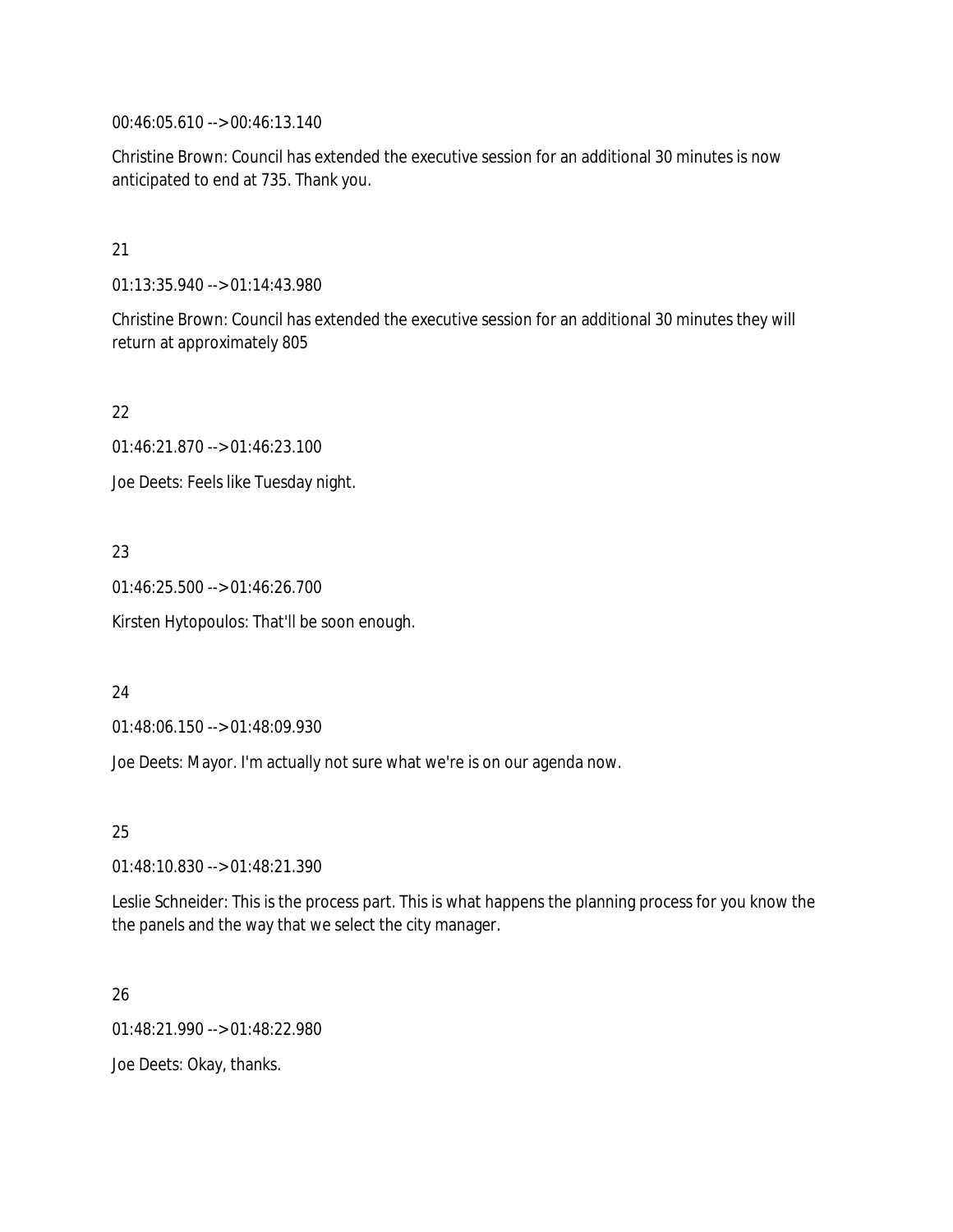00:46:05.610 --> 00:46:13.140

Christine Brown: Council has extended the executive session for an additional 30 minutes is now anticipated to end at 735. Thank you.

21

01:13:35.940 --> 01:14:43.980

Christine Brown: Council has extended the executive session for an additional 30 minutes they will return at approximately 805

22

01:46:21.870 --> 01:46:23.100

Joe Deets: Feels like Tuesday night.

23

01:46:25.500 --> 01:46:26.700

Kirsten Hytopoulos: That'll be soon enough.

24

01:48:06.150 --> 01:48:09.930

Joe Deets: Mayor. I'm actually not sure what we're is on our agenda now.

25

01:48:10.830 --> 01:48:21.390

Leslie Schneider: This is the process part. This is what happens the planning process for you know the the panels and the way that we select the city manager.

26

01:48:21.990 --> 01:48:22.980

Joe Deets: Okay, thanks.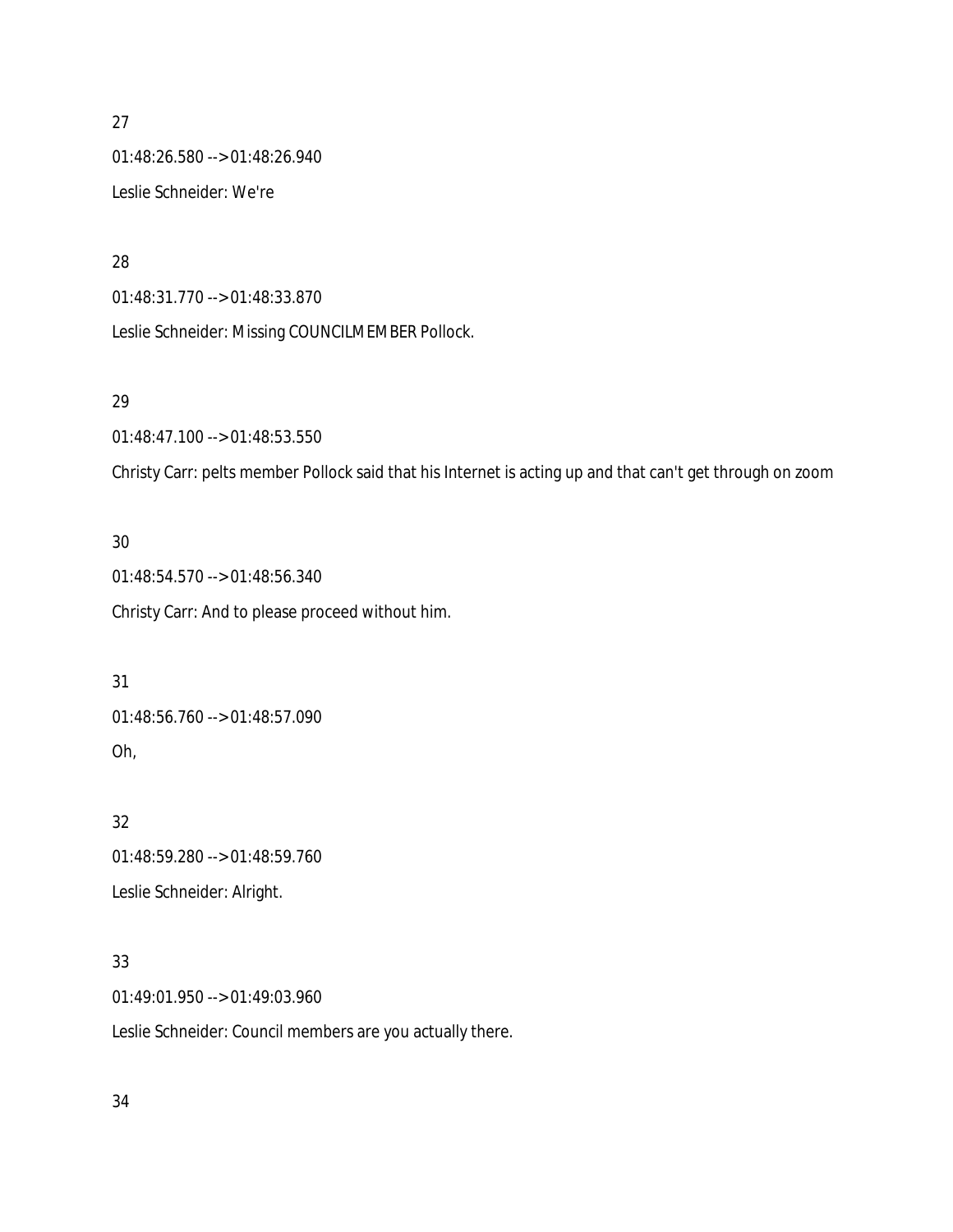27

01:48:26.580 --> 01:48:26.940

Leslie Schneider: We're

28

01:48:31.770 --> 01:48:33.870

Leslie Schneider: Missing COUNCILMEMBER Pollock.

29

01:48:47.100 --> 01:48:53.550

Christy Carr: pelts member Pollock said that his Internet is acting up and that can't get through on zoom

30

01:48:54.570 --> 01:48:56.340

Christy Carr: And to please proceed without him.

31

01:48:56.760 --> 01:48:57.090

Oh,

32

01:48:59.280 --> 01:48:59.760

Leslie Schneider: Alright.

33

01:49:01.950 --> 01:49:03.960

Leslie Schneider: Council members are you actually there.

34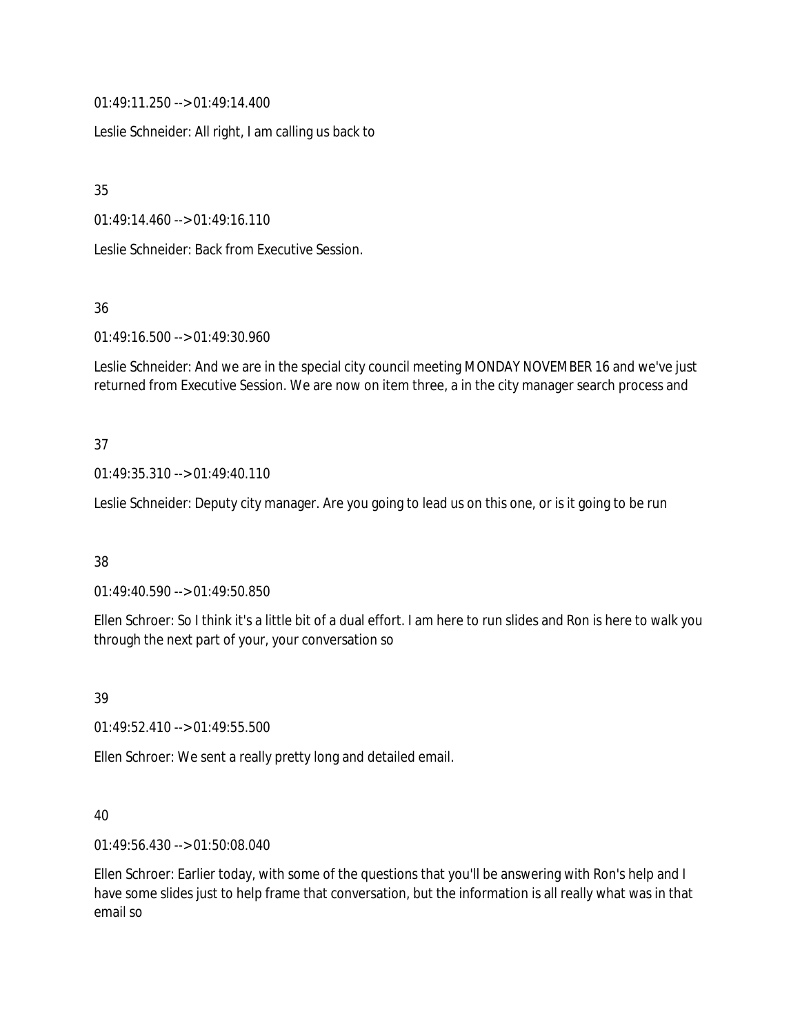01:49:11.250 --> 01:49:14.400

Leslie Schneider: All right, I am calling us back to

35

01:49:14.460 --> 01:49:16.110

Leslie Schneider: Back from Executive Session.

36

01:49:16.500 --> 01:49:30.960

Leslie Schneider: And we are in the special city council meeting MONDAY NOVEMBER 16 and we've just returned from Executive Session. We are now on item three, a in the city manager search process and

37

01:49:35.310 --> 01:49:40.110

Leslie Schneider: Deputy city manager. Are you going to lead us on this one, or is it going to be run

38

01:49:40.590 --> 01:49:50.850

Ellen Schroer: So I think it's a little bit of a dual effort. I am here to run slides and Ron is here to walk you through the next part of your, your conversation so

39

01:49:52.410 --> 01:49:55.500

Ellen Schroer: We sent a really pretty long and detailed email.

40

01:49:56.430 --> 01:50:08.040

Ellen Schroer: Earlier today, with some of the questions that you'll be answering with Ron's help and I have some slides just to help frame that conversation, but the information is all really what was in that email so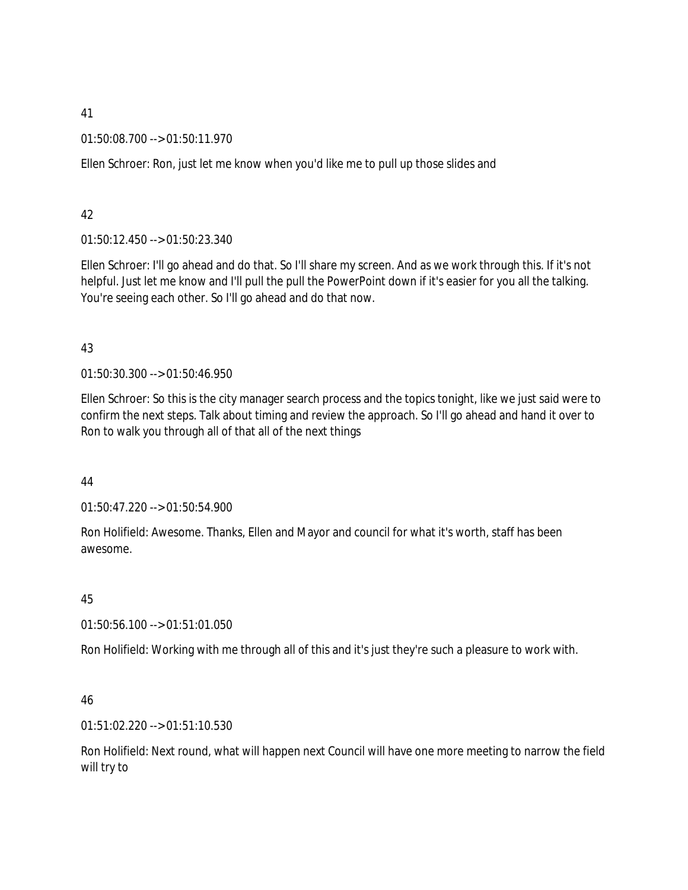41

01:50:08.700 --> 01:50:11.970

Ellen Schroer: Ron, just let me know when you'd like me to pull up those slides and

42

01:50:12.450 --> 01:50:23.340

Ellen Schroer: I'll go ahead and do that. So I'll share my screen. And as we work through this. If it's not helpful. Just let me know and I'll pull the pull the PowerPoint down if it's easier for you all the talking. You're seeing each other. So I'll go ahead and do that now.

43

01:50:30.300 --> 01:50:46.950

Ellen Schroer: So this is the city manager search process and the topics tonight, like we just said were to confirm the next steps. Talk about timing and review the approach. So I'll go ahead and hand it over to Ron to walk you through all of that all of the next things

44

01:50:47.220 --> 01:50:54.900

Ron Holifield: Awesome. Thanks, Ellen and Mayor and council for what it's worth, staff has been awesome.

45

01:50:56.100 --> 01:51:01.050

Ron Holifield: Working with me through all of this and it's just they're such a pleasure to work with.

46

01:51:02.220 --> 01:51:10.530

Ron Holifield: Next round, what will happen next Council will have one more meeting to narrow the field will try to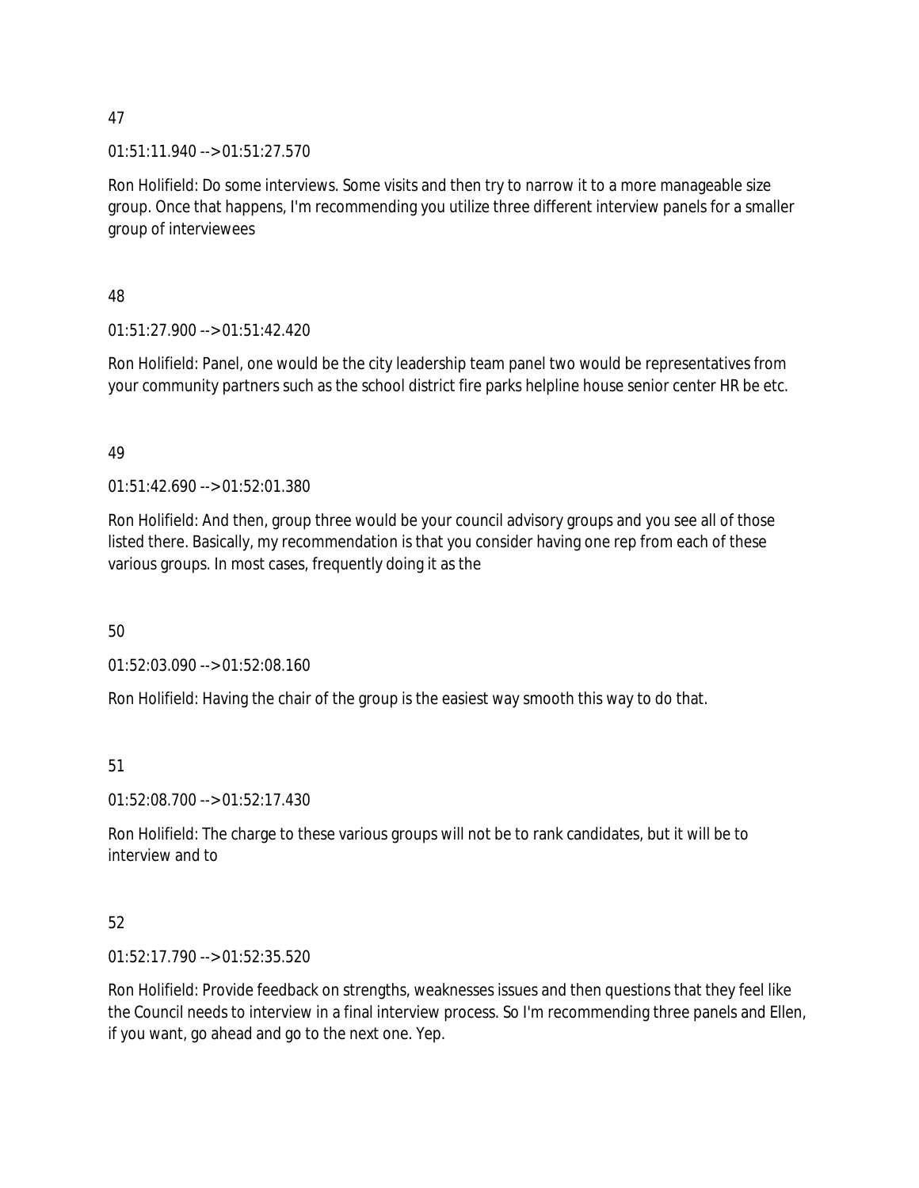47

01:51:11.940 --> 01:51:27.570

Ron Holifield: Do some interviews. Some visits and then try to narrow it to a more manageable size group. Once that happens, I'm recommending you utilize three different interview panels for a smaller group of interviewees

48

01:51:27.900 --> 01:51:42.420

Ron Holifield: Panel, one would be the city leadership team panel two would be representatives from your community partners such as the school district fire parks helpline house senior center HR be etc.

49

01:51:42.690 --> 01:52:01.380

Ron Holifield: And then, group three would be your council advisory groups and you see all of those listed there. Basically, my recommendation is that you consider having one rep from each of these various groups. In most cases, frequently doing it as the

50

01:52:03.090 --> 01:52:08.160

Ron Holifield: Having the chair of the group is the easiest way smooth this way to do that.

51

01:52:08.700 --> 01:52:17.430

Ron Holifield: The charge to these various groups will not be to rank candidates, but it will be to interview and to

52

01:52:17.790 --> 01:52:35.520

Ron Holifield: Provide feedback on strengths, weaknesses issues and then questions that they feel like the Council needs to interview in a final interview process. So I'm recommending three panels and Ellen, if you want, go ahead and go to the next one. Yep.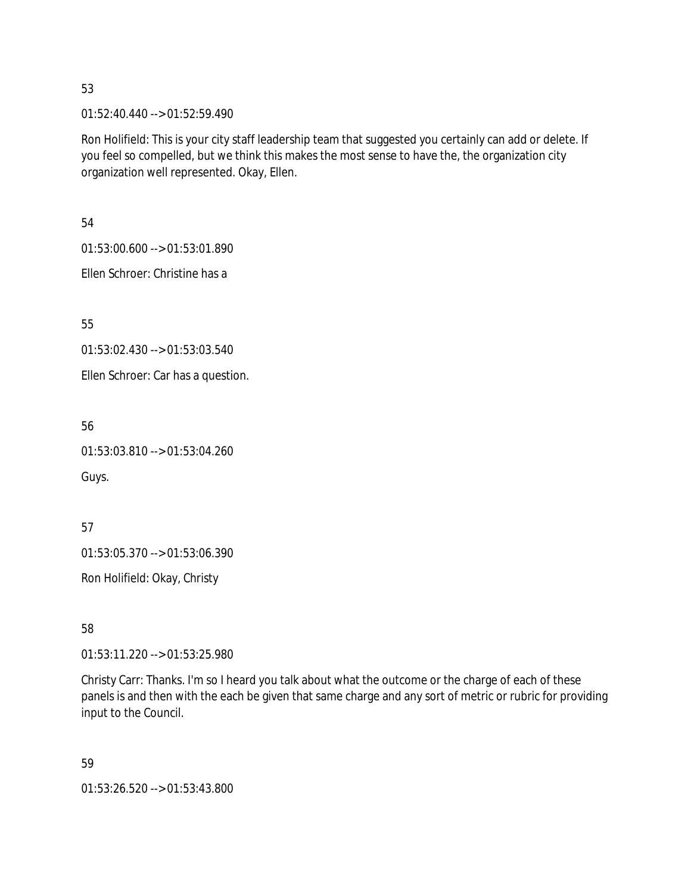53

01:52:40.440 --> 01:52:59.490

Ron Holifield: This is your city staff leadership team that suggested you certainly can add or delete. If you feel so compelled, but we think this makes the most sense to have the, the organization city organization well represented. Okay, Ellen.

54

01:53:00.600 --> 01:53:01.890

Ellen Schroer: Christine has a

55

01:53:02.430 --> 01:53:03.540

Ellen Schroer: Car has a question.

56

01:53:03.810 --> 01:53:04.260

Guys.

57

01:53:05.370 --> 01:53:06.390

Ron Holifield: Okay, Christy

58

01:53:11.220 --> 01:53:25.980

Christy Carr: Thanks. I'm so I heard you talk about what the outcome or the charge of each of these panels is and then with the each be given that same charge and any sort of metric or rubric for providing input to the Council.

59

01:53:26.520 --> 01:53:43.800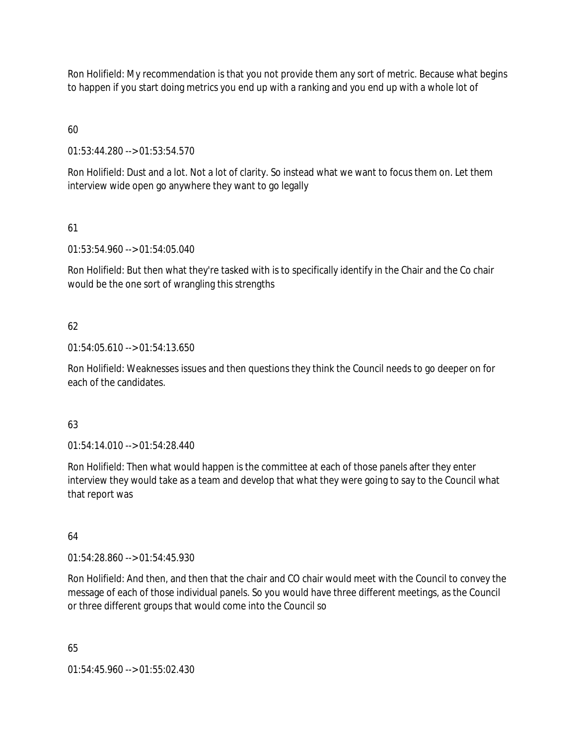Ron Holifield: My recommendation is that you not provide them any sort of metric. Because what begins to happen if you start doing metrics you end up with a ranking and you end up with a whole lot of

60

01:53:44.280 --> 01:53:54.570

Ron Holifield: Dust and a lot. Not a lot of clarity. So instead what we want to focus them on. Let them interview wide open go anywhere they want to go legally

61

01:53:54.960 --> 01:54:05.040

Ron Holifield: But then what they're tasked with is to specifically identify in the Chair and the Co chair would be the one sort of wrangling this strengths

62

01:54:05.610 --> 01:54:13.650

Ron Holifield: Weaknesses issues and then questions they think the Council needs to go deeper on for each of the candidates.

63

01:54:14.010 --> 01:54:28.440

Ron Holifield: Then what would happen is the committee at each of those panels after they enter interview they would take as a team and develop that what they were going to say to the Council what that report was

64

01:54:28.860 --> 01:54:45.930

Ron Holifield: And then, and then that the chair and CO chair would meet with the Council to convey the message of each of those individual panels. So you would have three different meetings, as the Council or three different groups that would come into the Council so

65

01:54:45.960 --> 01:55:02.430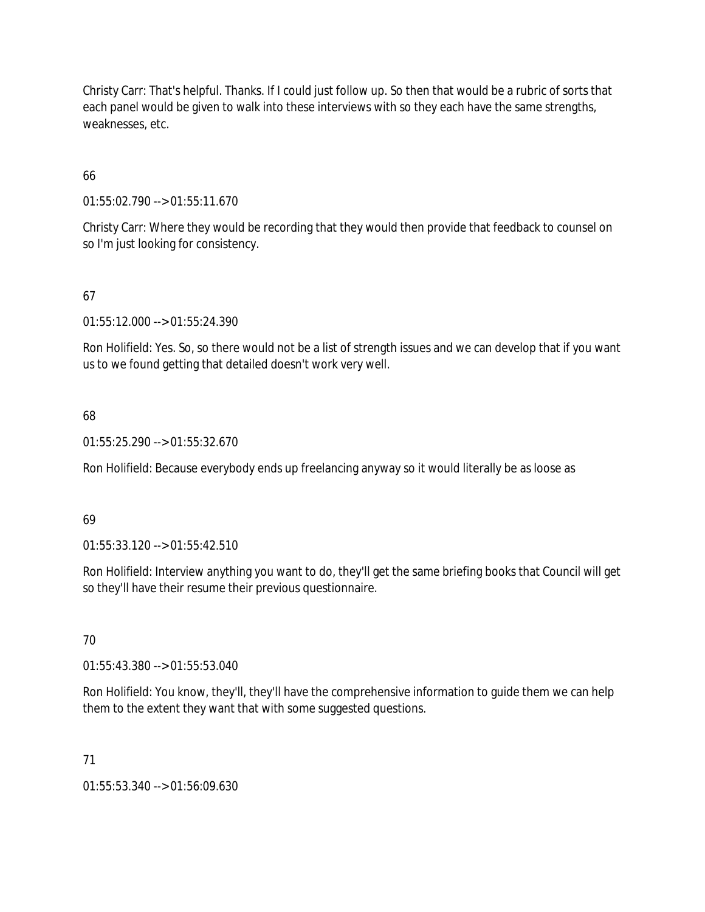Christy Carr: That's helpful. Thanks. If I could just follow up. So then that would be a rubric of sorts that each panel would be given to walk into these interviews with so they each have the same strengths, weaknesses, etc.

66

01:55:02.790 --> 01:55:11.670

Christy Carr: Where they would be recording that they would then provide that feedback to counsel on so I'm just looking for consistency.

67

01:55:12.000 --> 01:55:24.390

Ron Holifield: Yes. So, so there would not be a list of strength issues and we can develop that if you want us to we found getting that detailed doesn't work very well.

68

01:55:25.290 --> 01:55:32.670

Ron Holifield: Because everybody ends up freelancing anyway so it would literally be as loose as

69

01:55:33.120 --> 01:55:42.510

Ron Holifield: Interview anything you want to do, they'll get the same briefing books that Council will get so they'll have their resume their previous questionnaire.

70

01:55:43.380 --> 01:55:53.040

Ron Holifield: You know, they'll, they'll have the comprehensive information to guide them we can help them to the extent they want that with some suggested questions.

71

01:55:53.340 --> 01:56:09.630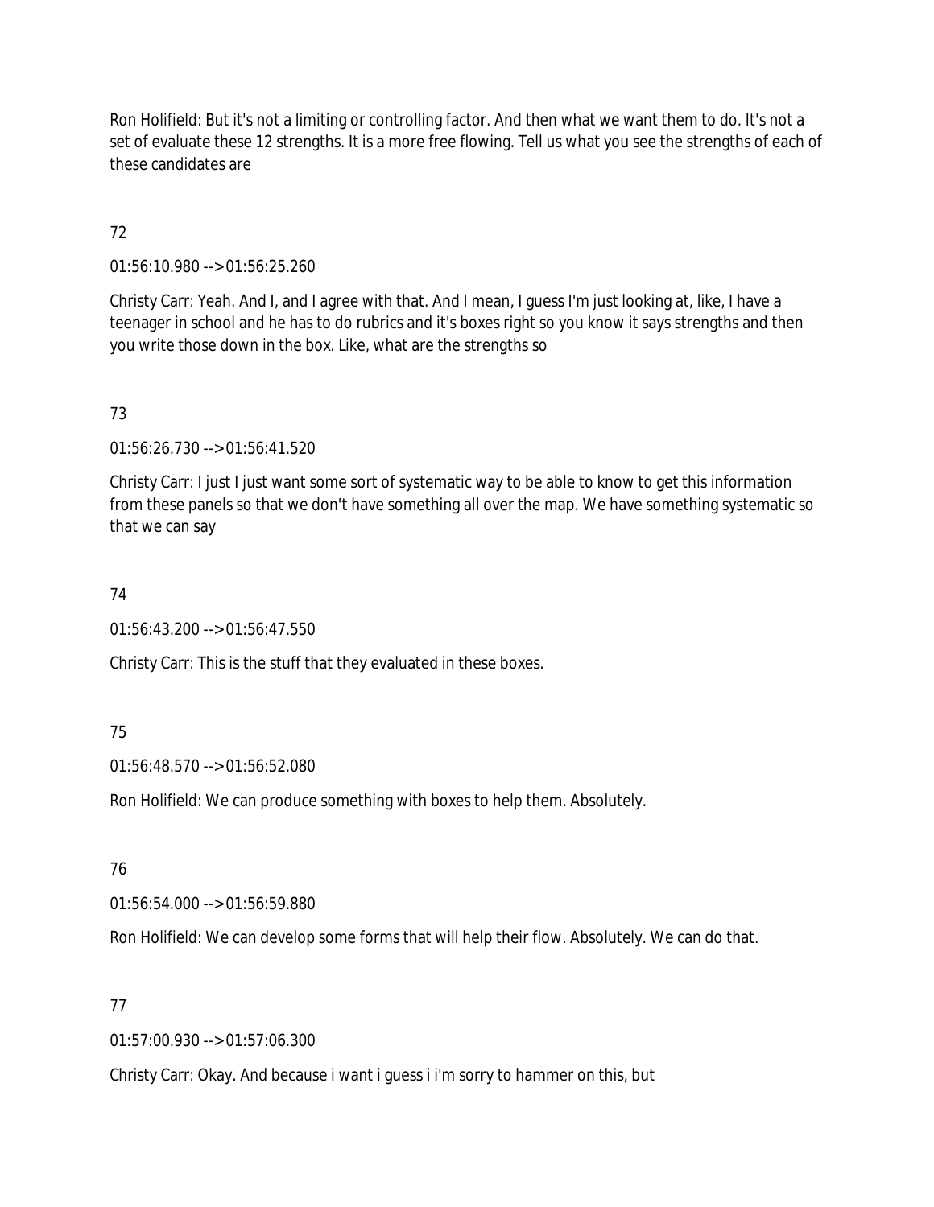Ron Holifield: But it's not a limiting or controlling factor. And then what we want them to do. It's not a set of evaluate these 12 strengths. It is a more free flowing. Tell us what you see the strengths of each of these candidates are

72

01:56:10.980 --> 01:56:25.260

Christy Carr: Yeah. And I, and I agree with that. And I mean, I guess I'm just looking at, like, I have a teenager in school and he has to do rubrics and it's boxes right so you know it says strengths and then you write those down in the box. Like, what are the strengths so

73

01:56:26.730 --> 01:56:41.520

Christy Carr: I just I just want some sort of systematic way to be able to know to get this information from these panels so that we don't have something all over the map. We have something systematic so that we can say

74

01:56:43.200 --> 01:56:47.550

Christy Carr: This is the stuff that they evaluated in these boxes.

75

01:56:48.570 --> 01:56:52.080

Ron Holifield: We can produce something with boxes to help them. Absolutely.

76

01:56:54.000 --> 01:56:59.880

Ron Holifield: We can develop some forms that will help their flow. Absolutely. We can do that.

77

01:57:00.930 --> 01:57:06.300

Christy Carr: Okay. And because i want i guess i i'm sorry to hammer on this, but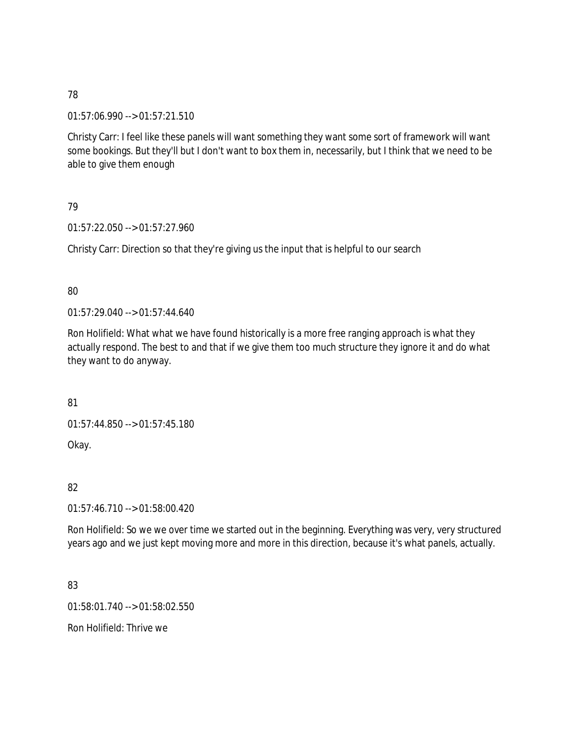78

01:57:06.990 --> 01:57:21.510

Christy Carr: I feel like these panels will want something they want some sort of framework will want some bookings. But they'll but I don't want to box them in, necessarily, but I think that we need to be able to give them enough

79

01:57:22.050 --> 01:57:27.960

Christy Carr: Direction so that they're giving us the input that is helpful to our search

80

01:57:29.040 --> 01:57:44.640

Ron Holifield: What what we have found historically is a more free ranging approach is what they actually respond. The best to and that if we give them too much structure they ignore it and do what they want to do anyway.

81

01:57:44.850 --> 01:57:45.180

Okay.

82

01:57:46.710 --> 01:58:00.420

Ron Holifield: So we we over time we started out in the beginning. Everything was very, very structured years ago and we just kept moving more and more in this direction, because it's what panels, actually.

83

01:58:01.740 --> 01:58:02.550

Ron Holifield: Thrive we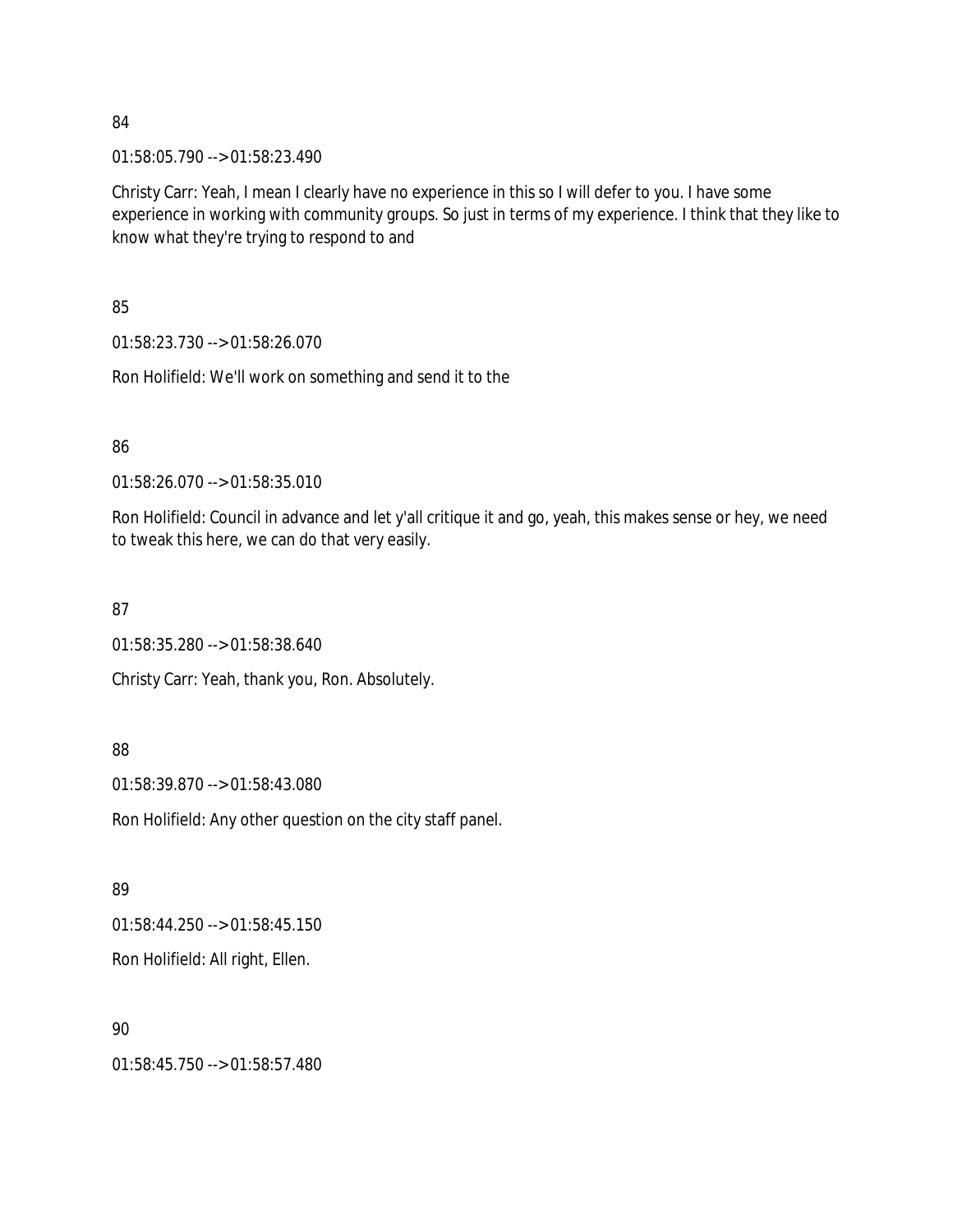84

01:58:05.790 --> 01:58:23.490

Christy Carr: Yeah, I mean I clearly have no experience in this so I will defer to you. I have some experience in working with community groups. So just in terms of my experience. I think that they like to know what they're trying to respond to and

85

01:58:23.730 --> 01:58:26.070

Ron Holifield: We'll work on something and send it to the

86

01:58:26.070 --> 01:58:35.010

Ron Holifield: Council in advance and let y'all critique it and go, yeah, this makes sense or hey, we need to tweak this here, we can do that very easily.

87

01:58:35.280 --> 01:58:38.640

Christy Carr: Yeah, thank you, Ron. Absolutely.

88

01:58:39.870 --> 01:58:43.080

Ron Holifield: Any other question on the city staff panel.

89

01:58:44.250 --> 01:58:45.150

Ron Holifield: All right, Ellen.

90

01:58:45.750 --> 01:58:57.480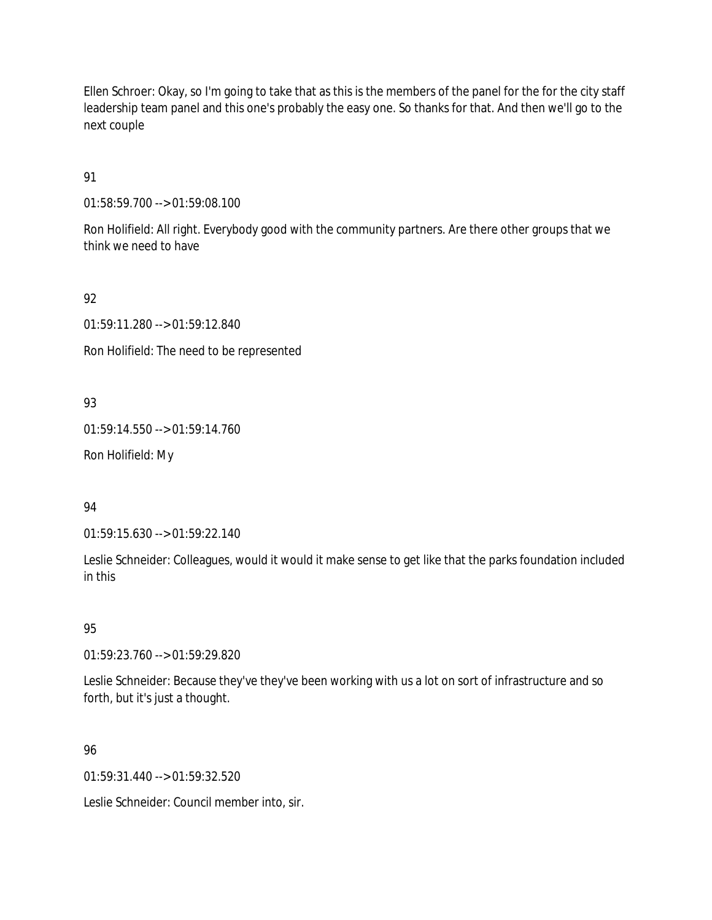Ellen Schroer: Okay, so I'm going to take that as this is the members of the panel for the for the city staff leadership team panel and this one's probably the easy one. So thanks for that. And then we'll go to the next couple

91

01:58:59.700 --> 01:59:08.100

Ron Holifield: All right. Everybody good with the community partners. Are there other groups that we think we need to have

92

01:59:11.280 --> 01:59:12.840

Ron Holifield: The need to be represented

93

01:59:14.550 --> 01:59:14.760

Ron Holifield: My

94

01:59:15.630 --> 01:59:22.140

Leslie Schneider: Colleagues, would it would it make sense to get like that the parks foundation included in this

95

01:59:23.760 --> 01:59:29.820

Leslie Schneider: Because they've they've been working with us a lot on sort of infrastructure and so forth, but it's just a thought.

96

01:59:31.440 --> 01:59:32.520

Leslie Schneider: Council member into, sir.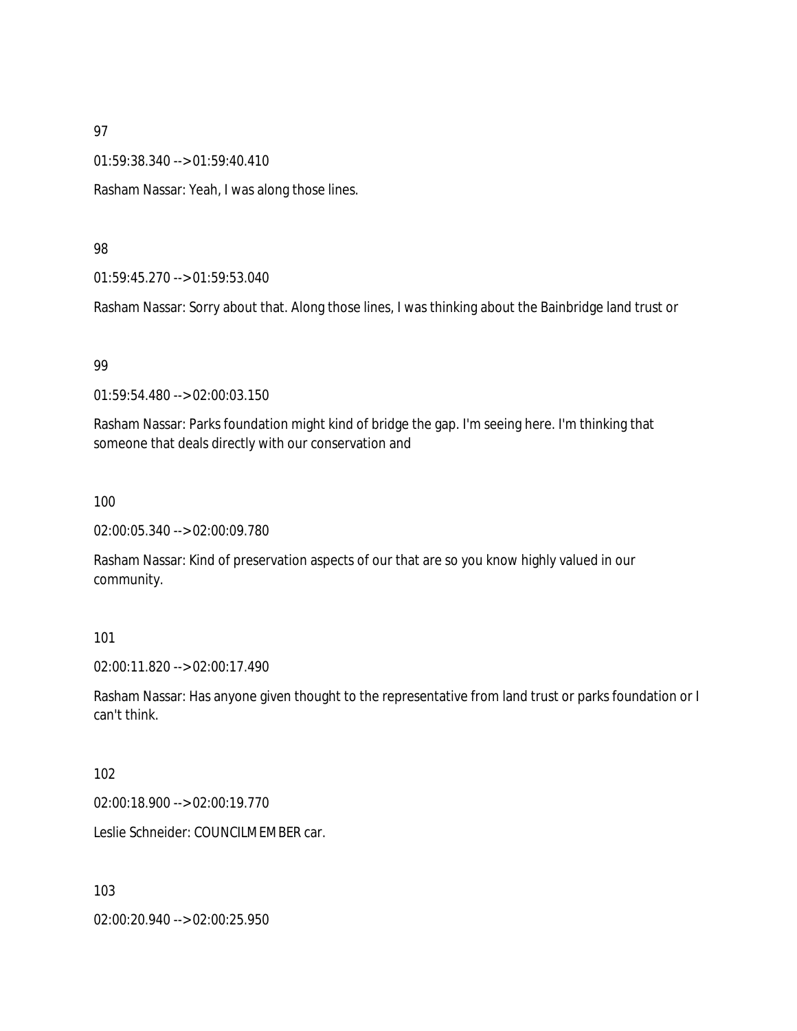97

01:59:38.340 --> 01:59:40.410

Rasham Nassar: Yeah, I was along those lines.

98

01:59:45.270 --> 01:59:53.040

Rasham Nassar: Sorry about that. Along those lines, I was thinking about the Bainbridge land trust or

99

01:59:54.480 --> 02:00:03.150

Rasham Nassar: Parks foundation might kind of bridge the gap. I'm seeing here. I'm thinking that someone that deals directly with our conservation and

100

02:00:05.340 --> 02:00:09.780

Rasham Nassar: Kind of preservation aspects of our that are so you know highly valued in our community.

101

02:00:11.820 --> 02:00:17.490

Rasham Nassar: Has anyone given thought to the representative from land trust or parks foundation or I can't think.

102

02:00:18.900 --> 02:00:19.770

Leslie Schneider: COUNCILMEMBER car.

103

02:00:20.940 --> 02:00:25.950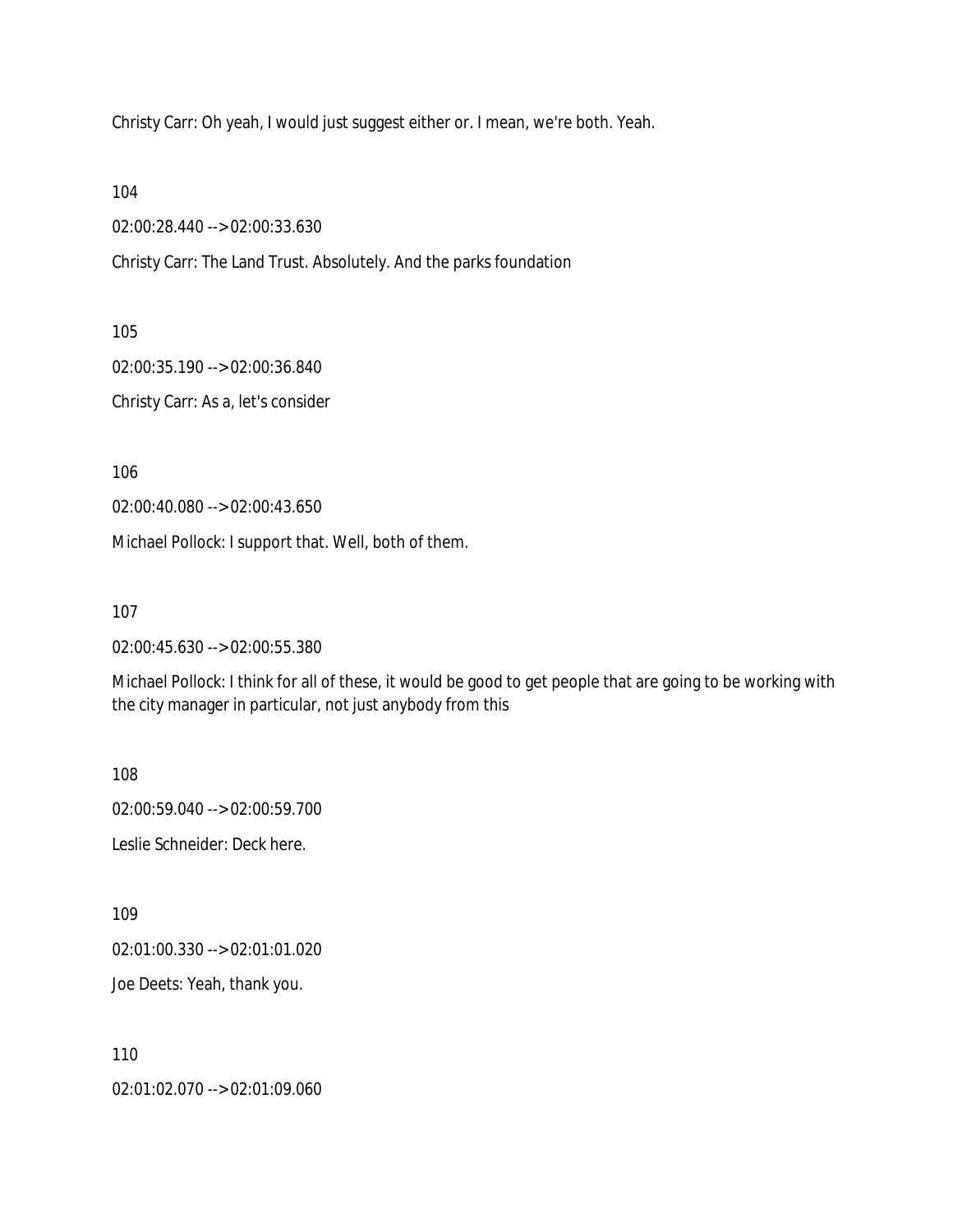Christy Carr: Oh yeah, I would just suggest either or. I mean, we're both. Yeah.

104

02:00:28.440 --> 02:00:33.630

Christy Carr: The Land Trust. Absolutely. And the parks foundation

105

02:00:35.190 --> 02:00:36.840

Christy Carr: As a, let's consider

106

02:00:40.080 --> 02:00:43.650

Michael Pollock: I support that. Well, both of them.

107

02:00:45.630 --> 02:00:55.380

Michael Pollock: I think for all of these, it would be good to get people that are going to be working with the city manager in particular, not just anybody from this

108

02:00:59.040 --> 02:00:59.700

Leslie Schneider: Deck here.

109

02:01:00.330 --> 02:01:01.020

Joe Deets: Yeah, thank you.

110

02:01:02.070 --> 02:01:09.060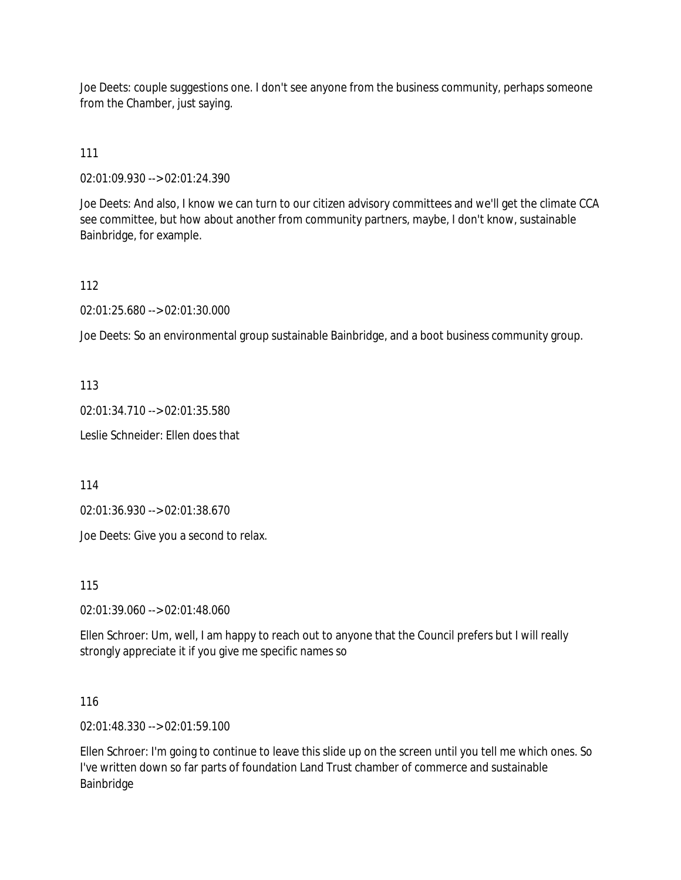Joe Deets: couple suggestions one. I don't see anyone from the business community, perhaps someone from the Chamber, just saying.

111

02:01:09.930 --> 02:01:24.390

Joe Deets: And also, I know we can turn to our citizen advisory committees and we'll get the climate CCA see committee, but how about another from community partners, maybe, I don't know, sustainable Bainbridge, for example.

112

02:01:25.680 --> 02:01:30.000

Joe Deets: So an environmental group sustainable Bainbridge, and a boot business community group.

113

02:01:34.710 --> 02:01:35.580

Leslie Schneider: Ellen does that

114

02:01:36.930 --> 02:01:38.670

Joe Deets: Give you a second to relax.

115

02:01:39.060 --> 02:01:48.060

Ellen Schroer: Um, well, I am happy to reach out to anyone that the Council prefers but I will really strongly appreciate it if you give me specific names so

116

02:01:48.330 --> 02:01:59.100

Ellen Schroer: I'm going to continue to leave this slide up on the screen until you tell me which ones. So I've written down so far parts of foundation Land Trust chamber of commerce and sustainable Bainbridge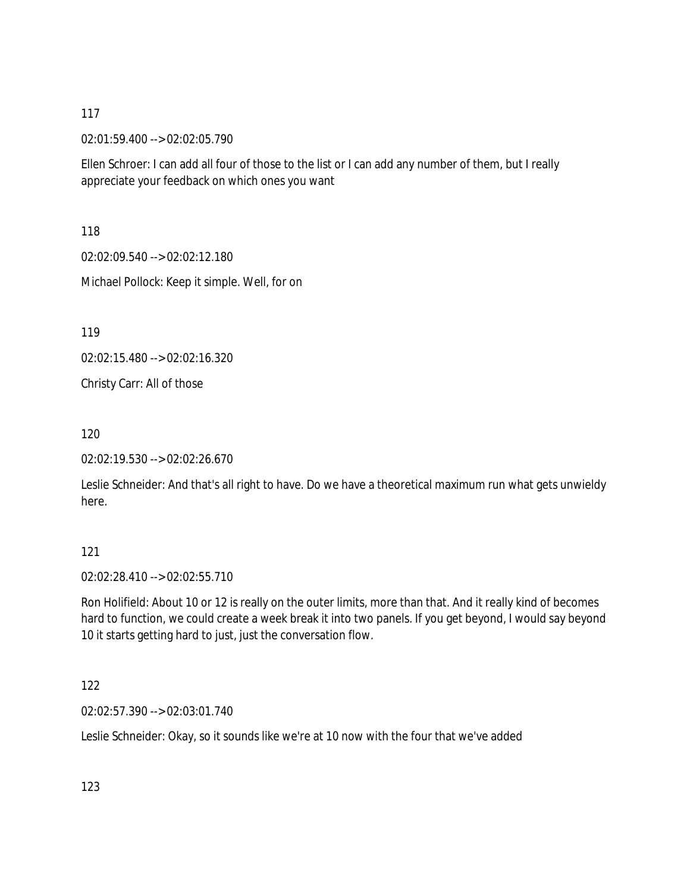117

02:01:59.400 --> 02:02:05.790

Ellen Schroer: I can add all four of those to the list or I can add any number of them, but I really appreciate your feedback on which ones you want

118

02:02:09.540 --> 02:02:12.180

Michael Pollock: Keep it simple. Well, for on

119

02:02:15.480 --> 02:02:16.320

Christy Carr: All of those

120

02:02:19.530 --> 02:02:26.670

Leslie Schneider: And that's all right to have. Do we have a theoretical maximum run what gets unwieldy here.

121

02:02:28.410 --> 02:02:55.710

Ron Holifield: About 10 or 12 is really on the outer limits, more than that. And it really kind of becomes hard to function, we could create a week break it into two panels. If you get beyond, I would say beyond 10 it starts getting hard to just, just the conversation flow.

122

02:02:57.390 --> 02:03:01.740

Leslie Schneider: Okay, so it sounds like we're at 10 now with the four that we've added

123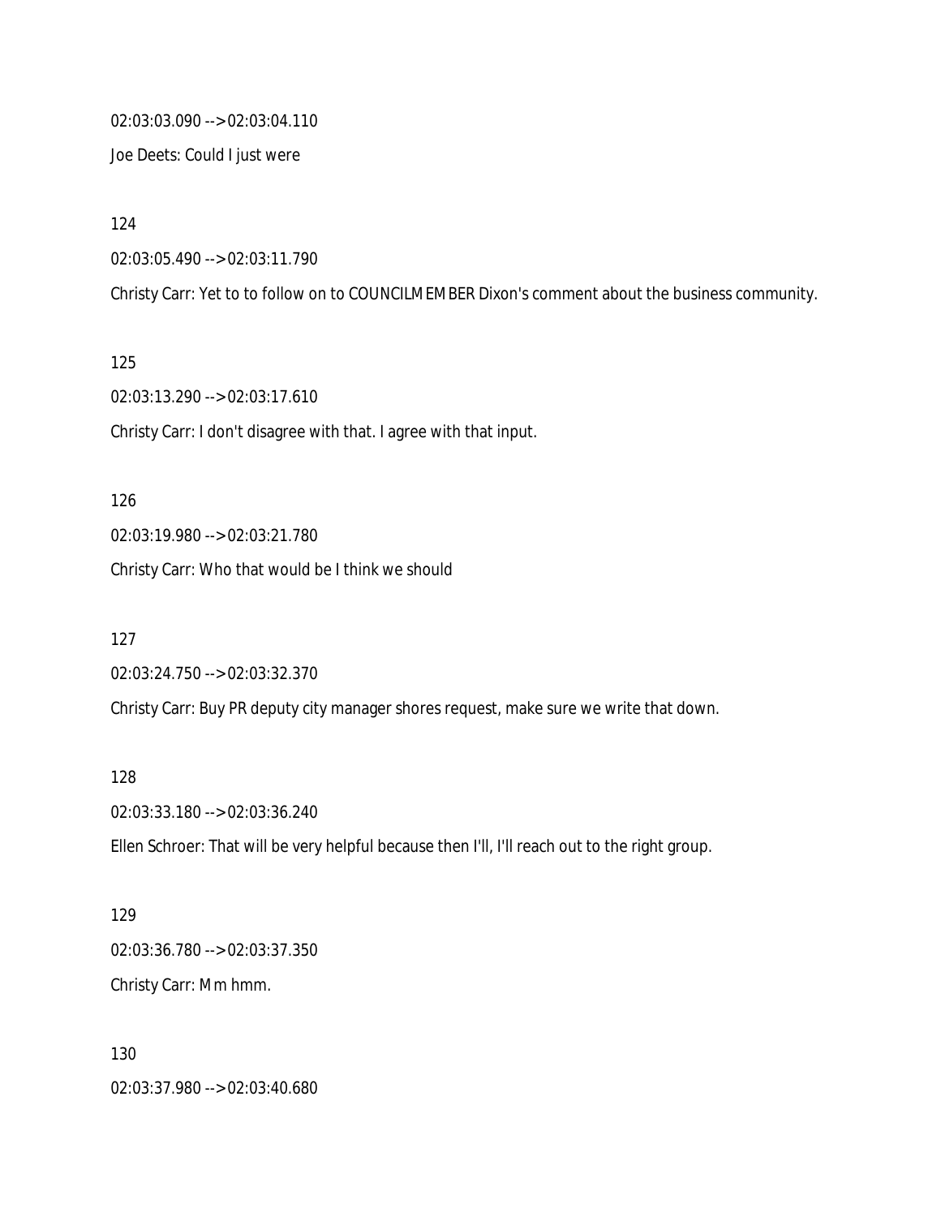02:03:03.090 --> 02:03:04.110

Joe Deets: Could I just were

124

02:03:05.490 --> 02:03:11.790

Christy Carr: Yet to to follow on to COUNCILMEMBER Dixon's comment about the business community.

125

02:03:13.290 --> 02:03:17.610

Christy Carr: I don't disagree with that. I agree with that input.

126

02:03:19.980 --> 02:03:21.780

Christy Carr: Who that would be I think we should

127

02:03:24.750 --> 02:03:32.370

Christy Carr: Buy PR deputy city manager shores request, make sure we write that down.

128

02:03:33.180 --> 02:03:36.240

Ellen Schroer: That will be very helpful because then I'll, I'll reach out to the right group.

129

02:03:36.780 --> 02:03:37.350

Christy Carr: Mm hmm.

130

02:03:37.980 --> 02:03:40.680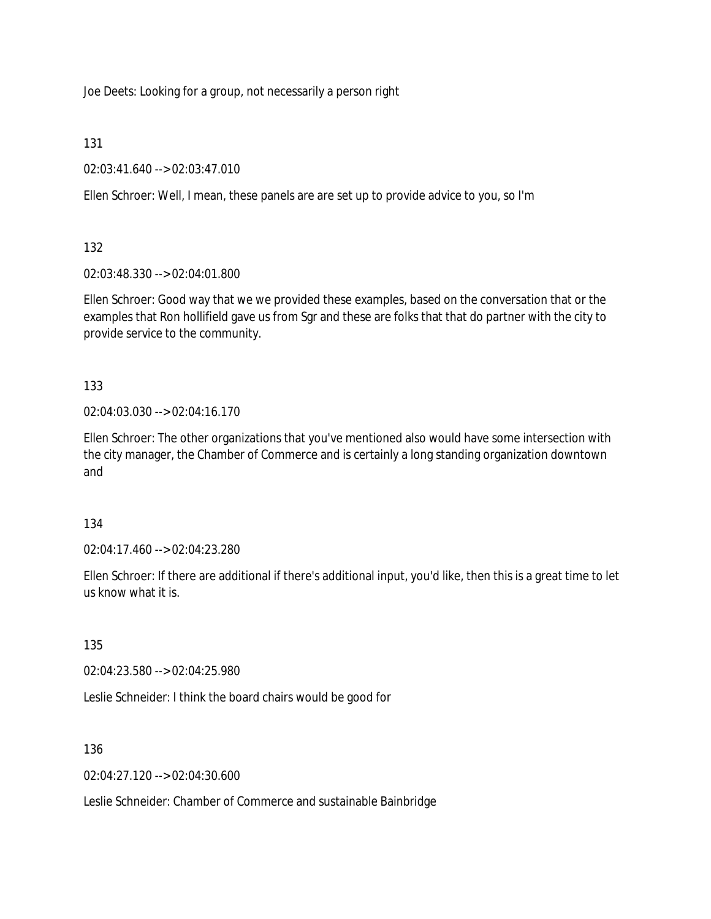Joe Deets: Looking for a group, not necessarily a person right

131

02:03:41.640 --> 02:03:47.010

Ellen Schroer: Well, I mean, these panels are are set up to provide advice to you, so I'm

132

02:03:48.330 --> 02:04:01.800

Ellen Schroer: Good way that we we provided these examples, based on the conversation that or the examples that Ron hollifield gave us from Sgr and these are folks that that do partner with the city to provide service to the community.

133

02:04:03.030 --> 02:04:16.170

Ellen Schroer: The other organizations that you've mentioned also would have some intersection with the city manager, the Chamber of Commerce and is certainly a long standing organization downtown and

134

02:04:17.460 --> 02:04:23.280

Ellen Schroer: If there are additional if there's additional input, you'd like, then this is a great time to let us know what it is.

135

02:04:23.580 --> 02:04:25.980

Leslie Schneider: I think the board chairs would be good for

136

02:04:27.120 --> 02:04:30.600

Leslie Schneider: Chamber of Commerce and sustainable Bainbridge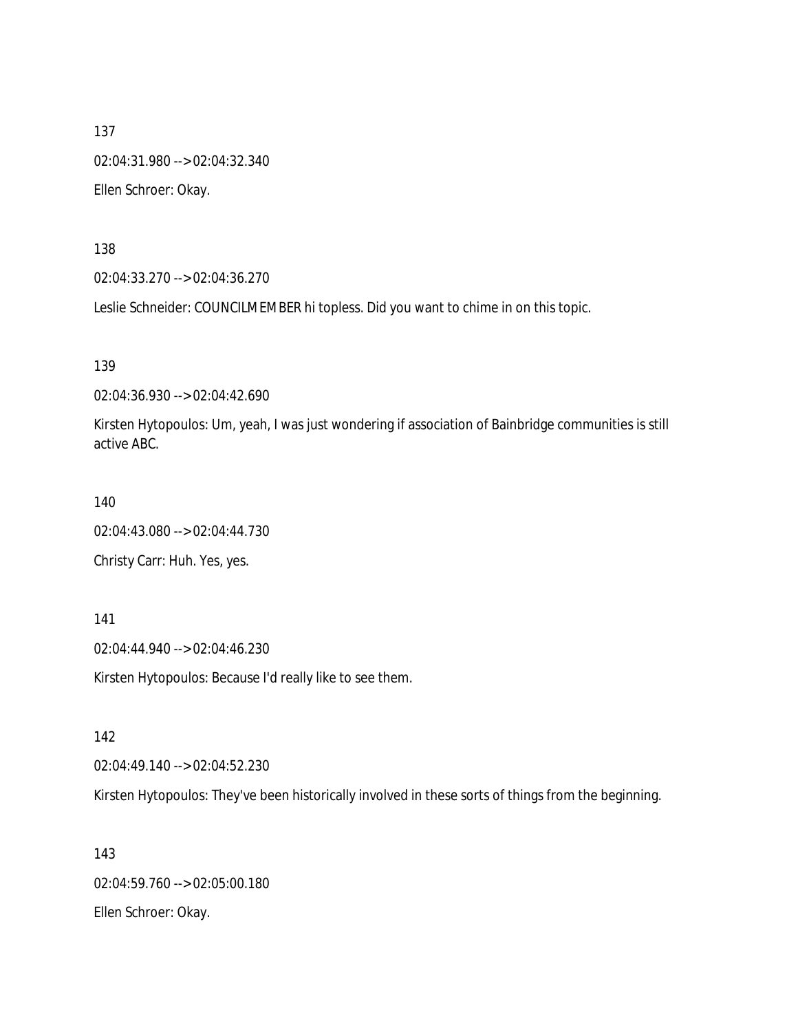137

02:04:31.980 --> 02:04:32.340

Ellen Schroer: Okay.

138

02:04:33.270 --> 02:04:36.270

Leslie Schneider: COUNCILMEMBER hi topless. Did you want to chime in on this topic.

139

02:04:36.930 --> 02:04:42.690

Kirsten Hytopoulos: Um, yeah, I was just wondering if association of Bainbridge communities is still active ABC.

140

02:04:43.080 --> 02:04:44.730

Christy Carr: Huh. Yes, yes.

141

02:04:44.940 --> 02:04:46.230

Kirsten Hytopoulos: Because I'd really like to see them.

142

02:04:49.140 --> 02:04:52.230

Kirsten Hytopoulos: They've been historically involved in these sorts of things from the beginning.

143

02:04:59.760 --> 02:05:00.180

Ellen Schroer: Okay.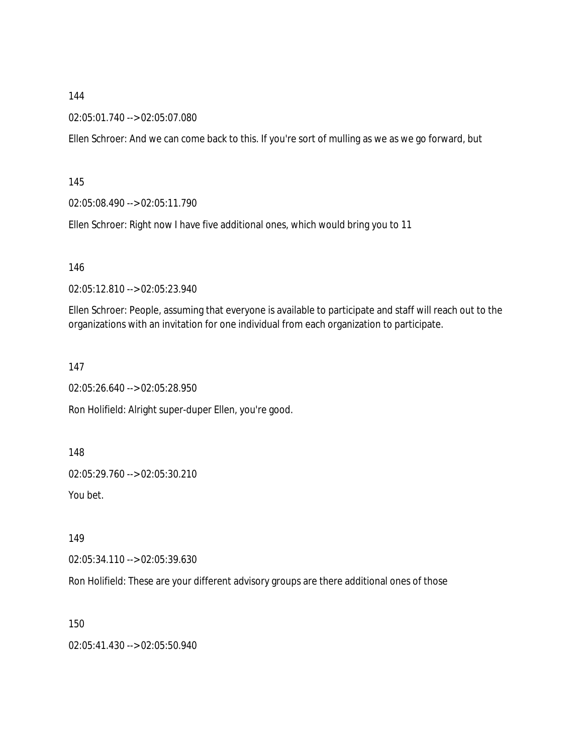144

02:05:01.740 --> 02:05:07.080

Ellen Schroer: And we can come back to this. If you're sort of mulling as we as we go forward, but

145

02:05:08.490 --> 02:05:11.790

Ellen Schroer: Right now I have five additional ones, which would bring you to 11

146

02:05:12.810 --> 02:05:23.940

Ellen Schroer: People, assuming that everyone is available to participate and staff will reach out to the organizations with an invitation for one individual from each organization to participate.

147

02:05:26.640 --> 02:05:28.950

Ron Holifield: Alright super-duper Ellen, you're good.

148

02:05:29.760 --> 02:05:30.210

You bet.

149

02:05:34.110 --> 02:05:39.630

Ron Holifield: These are your different advisory groups are there additional ones of those

150

02:05:41.430 --> 02:05:50.940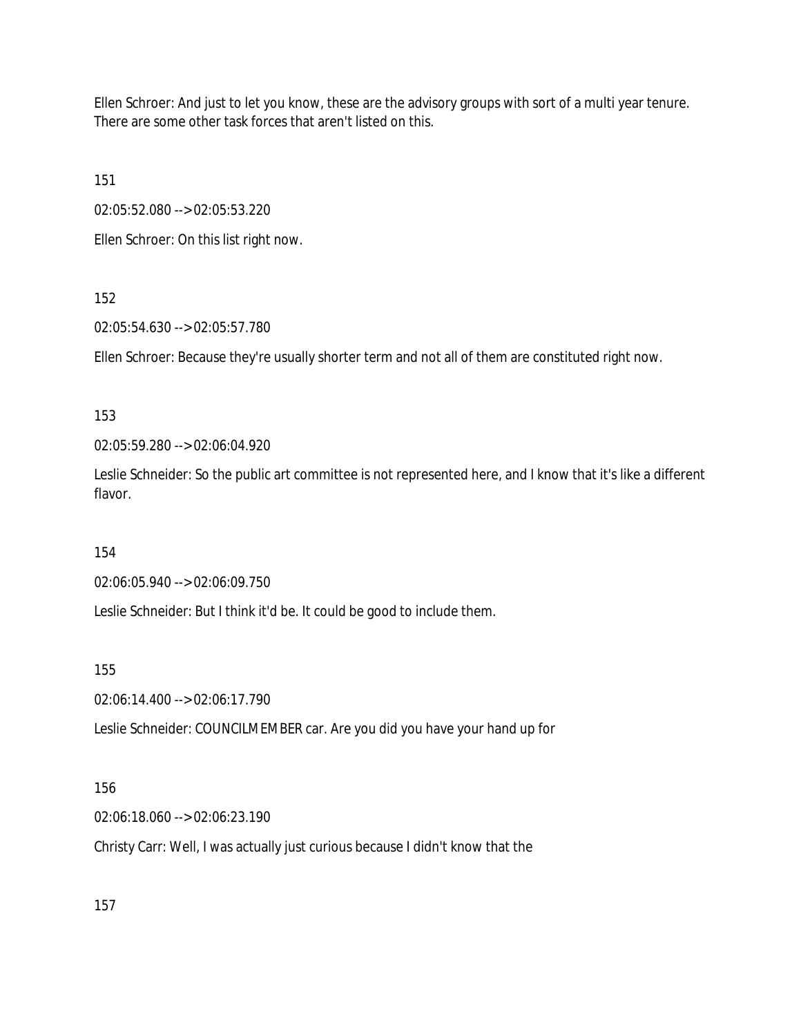Ellen Schroer: And just to let you know, these are the advisory groups with sort of a multi year tenure. There are some other task forces that aren't listed on this.

151

02:05:52.080 --> 02:05:53.220

Ellen Schroer: On this list right now.

152

02:05:54.630 --> 02:05:57.780

Ellen Schroer: Because they're usually shorter term and not all of them are constituted right now.

153

02:05:59.280 --> 02:06:04.920

Leslie Schneider: So the public art committee is not represented here, and I know that it's like a different flavor.

154

02:06:05.940 --> 02:06:09.750

Leslie Schneider: But I think it'd be. It could be good to include them.

155

02:06:14.400 --> 02:06:17.790

Leslie Schneider: COUNCILMEMBER car. Are you did you have your hand up for

156

02:06:18.060 --> 02:06:23.190

Christy Carr: Well, I was actually just curious because I didn't know that the

157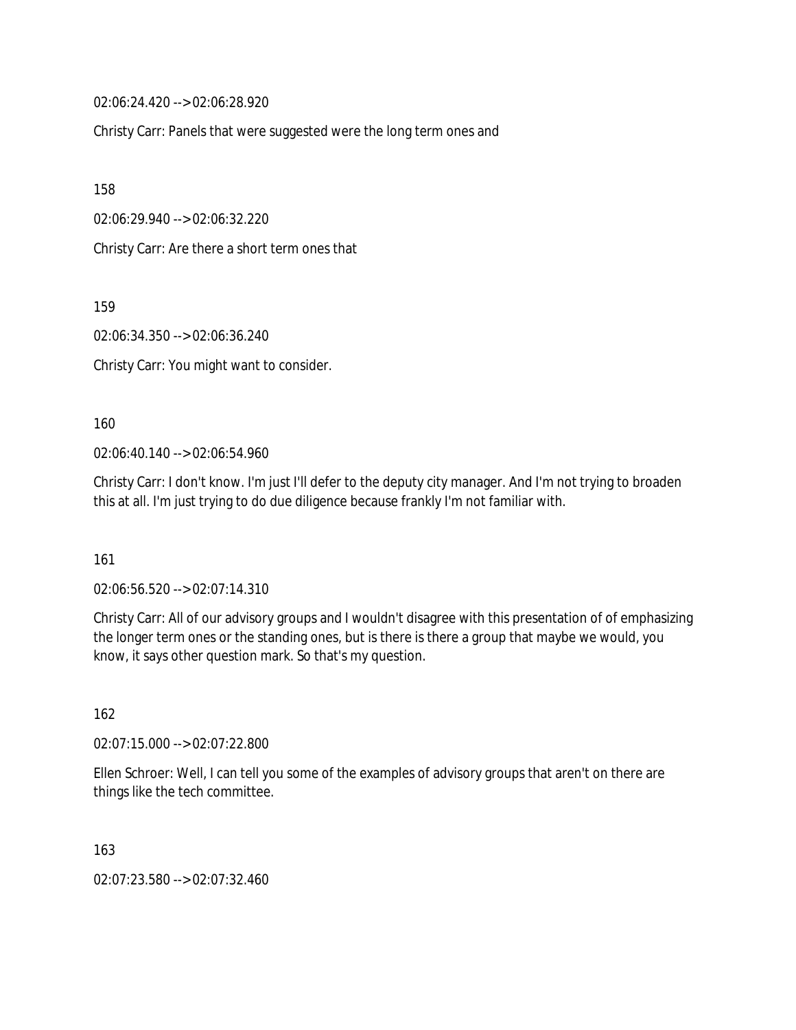02:06:24.420 --> 02:06:28.920

Christy Carr: Panels that were suggested were the long term ones and

158

02:06:29.940 --> 02:06:32.220

Christy Carr: Are there a short term ones that

159

02:06:34.350 --> 02:06:36.240

Christy Carr: You might want to consider.

160

02:06:40.140 --> 02:06:54.960

Christy Carr: I don't know. I'm just I'll defer to the deputy city manager. And I'm not trying to broaden this at all. I'm just trying to do due diligence because frankly I'm not familiar with.

161

02:06:56.520 --> 02:07:14.310

Christy Carr: All of our advisory groups and I wouldn't disagree with this presentation of of emphasizing the longer term ones or the standing ones, but is there is there a group that maybe we would, you know, it says other question mark. So that's my question.

162

02:07:15.000 --> 02:07:22.800

Ellen Schroer: Well, I can tell you some of the examples of advisory groups that aren't on there are things like the tech committee.

163

02:07:23.580 --> 02:07:32.460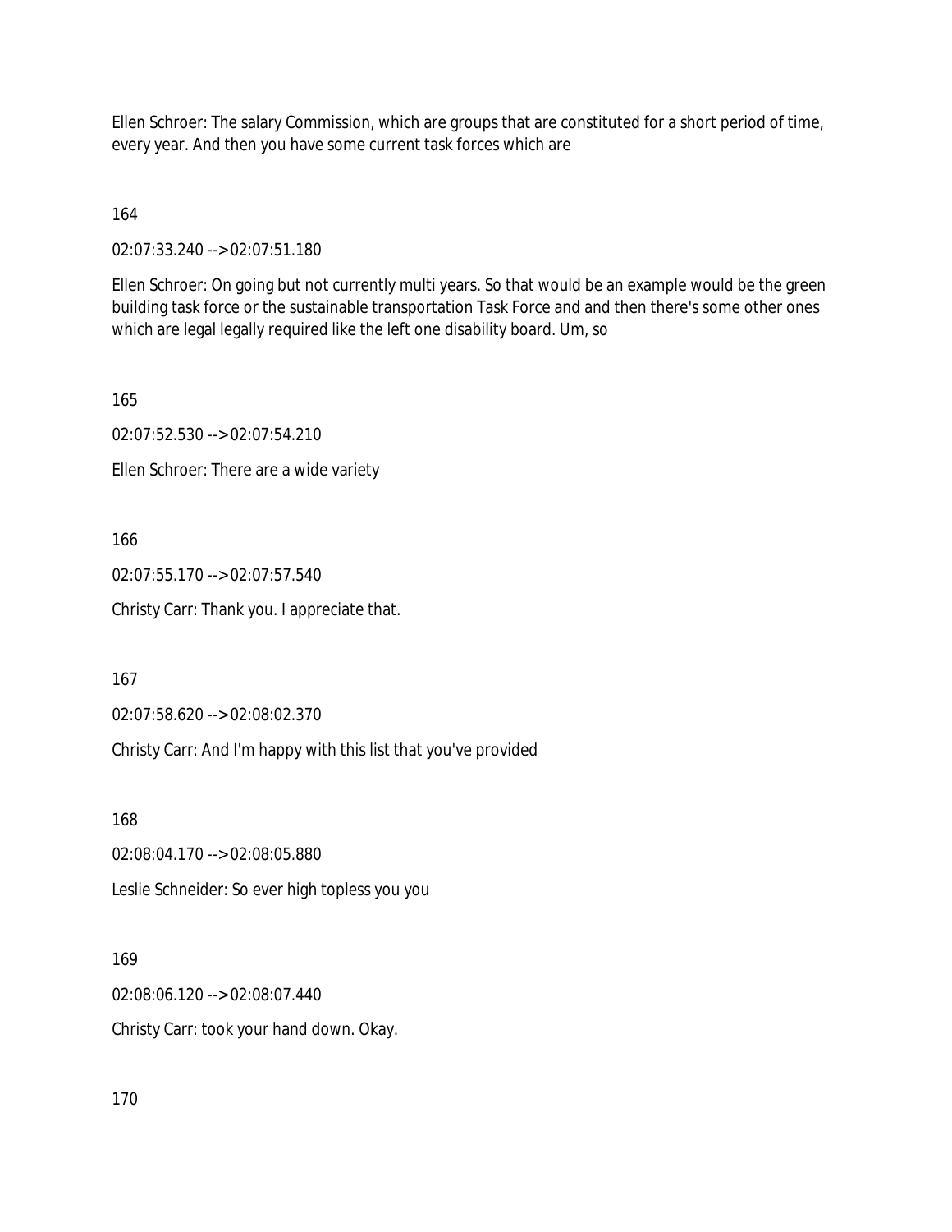Ellen Schroer: The salary Commission, which are groups that are constituted for a short period of time, every year. And then you have some current task forces which are

164

02:07:33.240 --> 02:07:51.180

Ellen Schroer: On going but not currently multi years. So that would be an example would be the green building task force or the sustainable transportation Task Force and and then there's some other ones which are legal legally required like the left one disability board. Um, so

165

02:07:52.530 --> 02:07:54.210

Ellen Schroer: There are a wide variety

166

02:07:55.170 --> 02:07:57.540

Christy Carr: Thank you. I appreciate that.

167

02:07:58.620 --> 02:08:02.370

Christy Carr: And I'm happy with this list that you've provided

168

02:08:04.170 --> 02:08:05.880

Leslie Schneider: So ever high topless you you

169

02:08:06.120 --> 02:08:07.440

Christy Carr: took your hand down. Okay.

170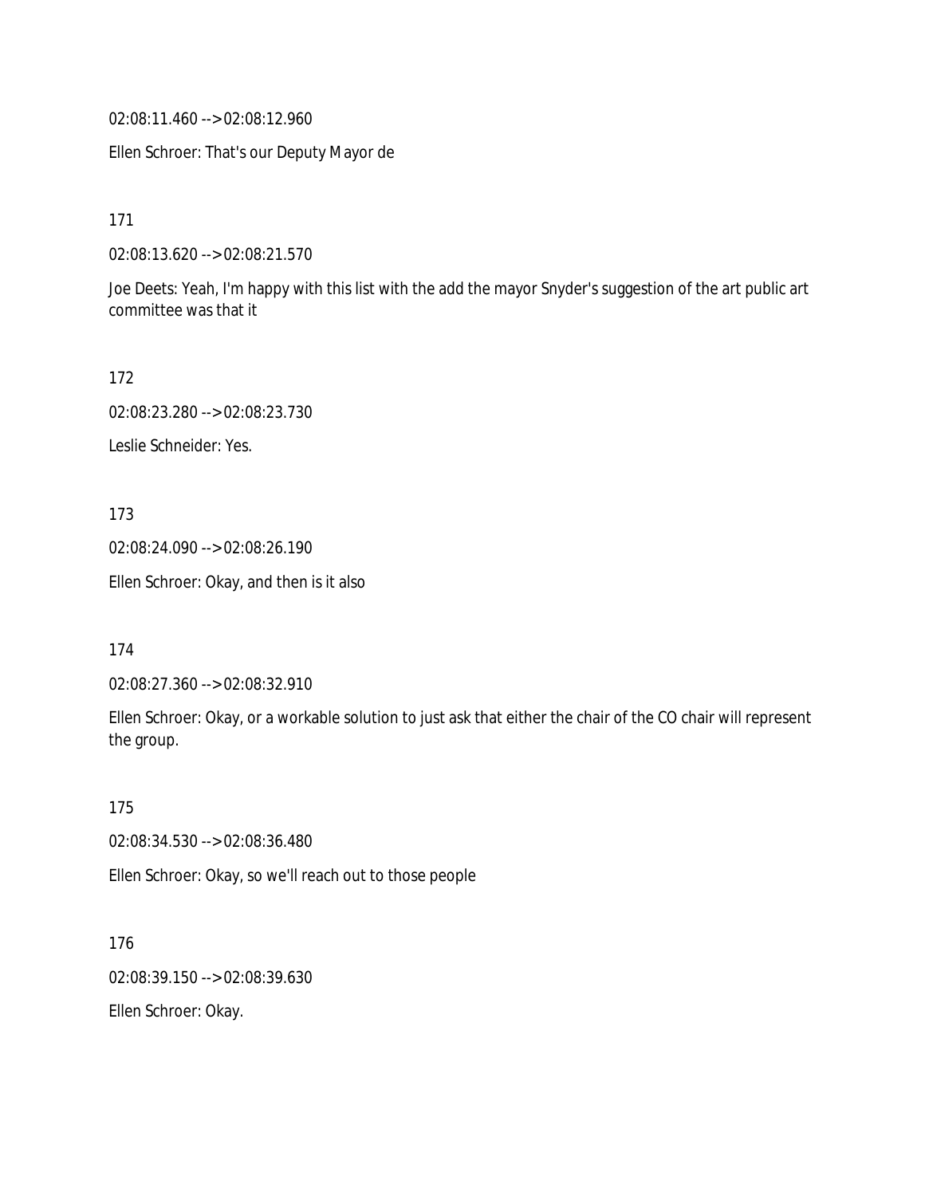02:08:11.460 --> 02:08:12.960

Ellen Schroer: That's our Deputy Mayor de

171

02:08:13.620 --> 02:08:21.570

Joe Deets: Yeah, I'm happy with this list with the add the mayor Snyder's suggestion of the art public art committee was that it

172

02:08:23.280 --> 02:08:23.730

Leslie Schneider: Yes.

173

02:08:24.090 --> 02:08:26.190

Ellen Schroer: Okay, and then is it also

174

02:08:27.360 --> 02:08:32.910

Ellen Schroer: Okay, or a workable solution to just ask that either the chair of the CO chair will represent the group.

175

02:08:34.530 --> 02:08:36.480

Ellen Schroer: Okay, so we'll reach out to those people

176

02:08:39.150 --> 02:08:39.630

Ellen Schroer: Okay.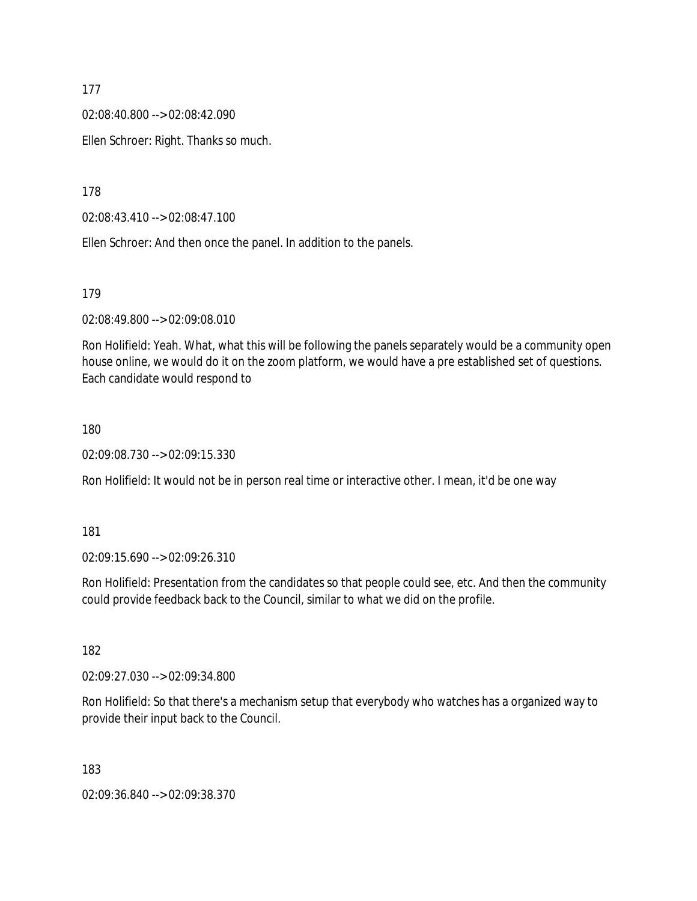177

02:08:40.800 --> 02:08:42.090

Ellen Schroer: Right. Thanks so much.

178

02:08:43.410 --> 02:08:47.100

Ellen Schroer: And then once the panel. In addition to the panels.

179

02:08:49.800 --> 02:09:08.010

Ron Holifield: Yeah. What, what this will be following the panels separately would be a community open house online, we would do it on the zoom platform, we would have a pre established set of questions. Each candidate would respond to

180

02:09:08.730 --> 02:09:15.330

Ron Holifield: It would not be in person real time or interactive other. I mean, it'd be one way

181

02:09:15.690 --> 02:09:26.310

Ron Holifield: Presentation from the candidates so that people could see, etc. And then the community could provide feedback back to the Council, similar to what we did on the profile.

182

02:09:27.030 --> 02:09:34.800

Ron Holifield: So that there's a mechanism setup that everybody who watches has a organized way to provide their input back to the Council.

183

02:09:36.840 --> 02:09:38.370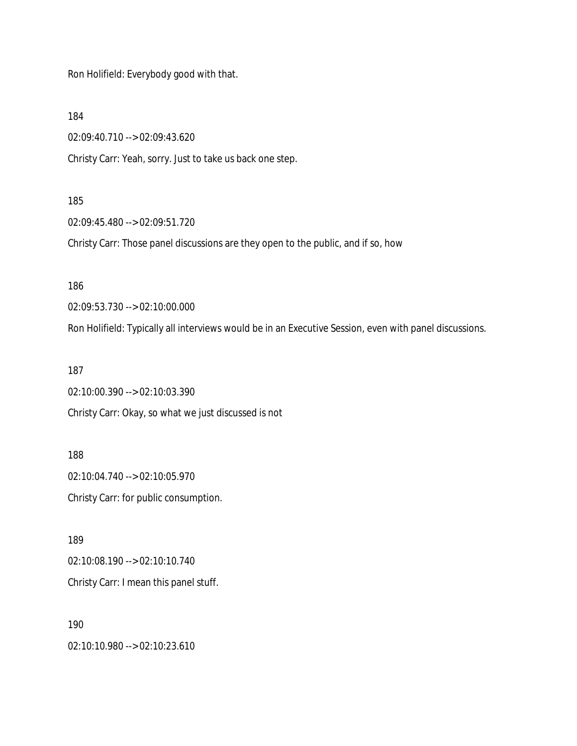Ron Holifield: Everybody good with that.

184

02:09:40.710 --> 02:09:43.620

Christy Carr: Yeah, sorry. Just to take us back one step.

185

02:09:45.480 --> 02:09:51.720

Christy Carr: Those panel discussions are they open to the public, and if so, how

186

02:09:53.730 --> 02:10:00.000

Ron Holifield: Typically all interviews would be in an Executive Session, even with panel discussions.

187

02:10:00.390 --> 02:10:03.390

Christy Carr: Okay, so what we just discussed is not

188

02:10:04.740 --> 02:10:05.970

Christy Carr: for public consumption.

189

02:10:08.190 --> 02:10:10.740

Christy Carr: I mean this panel stuff.

190

02:10:10.980 --> 02:10:23.610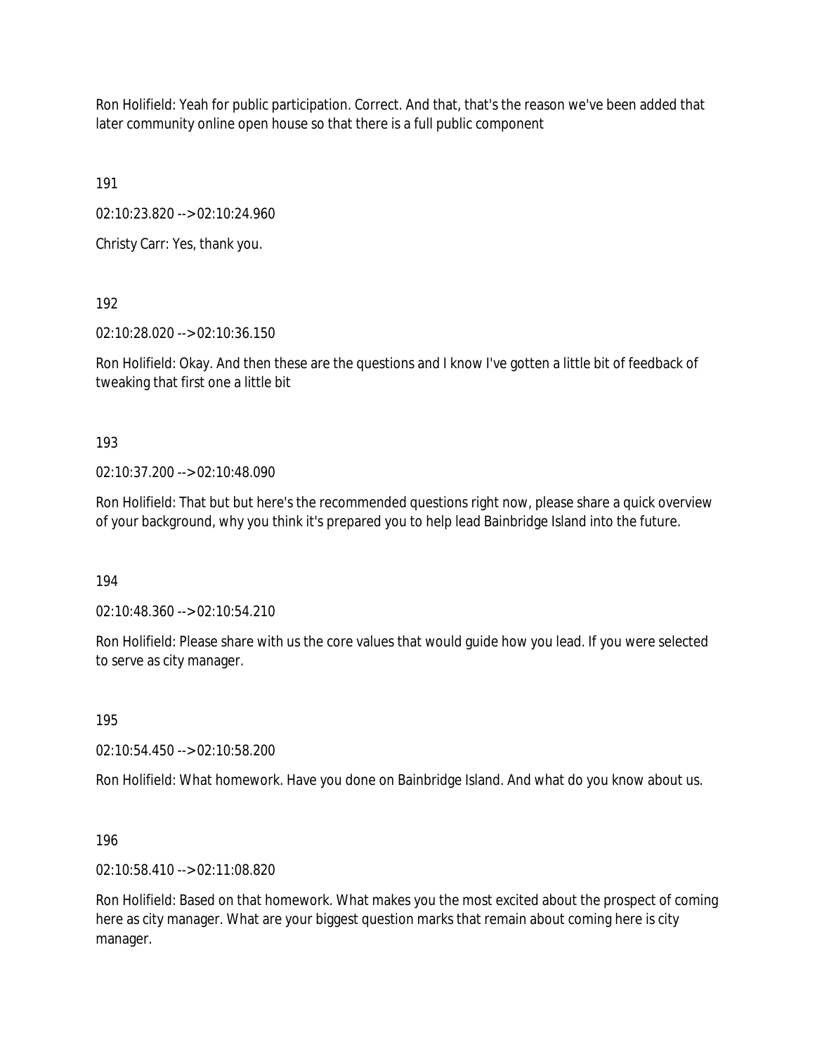Ron Holifield: Yeah for public participation. Correct. And that, that's the reason we've been added that later community online open house so that there is a full public component

191

02:10:23.820 --> 02:10:24.960

Christy Carr: Yes, thank you.

192

02:10:28.020 --> 02:10:36.150

Ron Holifield: Okay. And then these are the questions and I know I've gotten a little bit of feedback of tweaking that first one a little bit

193

02:10:37.200 --> 02:10:48.090

Ron Holifield: That but but here's the recommended questions right now, please share a quick overview of your background, why you think it's prepared you to help lead Bainbridge Island into the future.

194

02:10:48.360 --> 02:10:54.210

Ron Holifield: Please share with us the core values that would guide how you lead. If you were selected to serve as city manager.

195

02:10:54.450 --> 02:10:58.200

Ron Holifield: What homework. Have you done on Bainbridge Island. And what do you know about us.

196

02:10:58.410 --> 02:11:08.820

Ron Holifield: Based on that homework. What makes you the most excited about the prospect of coming here as city manager. What are your biggest question marks that remain about coming here is city manager.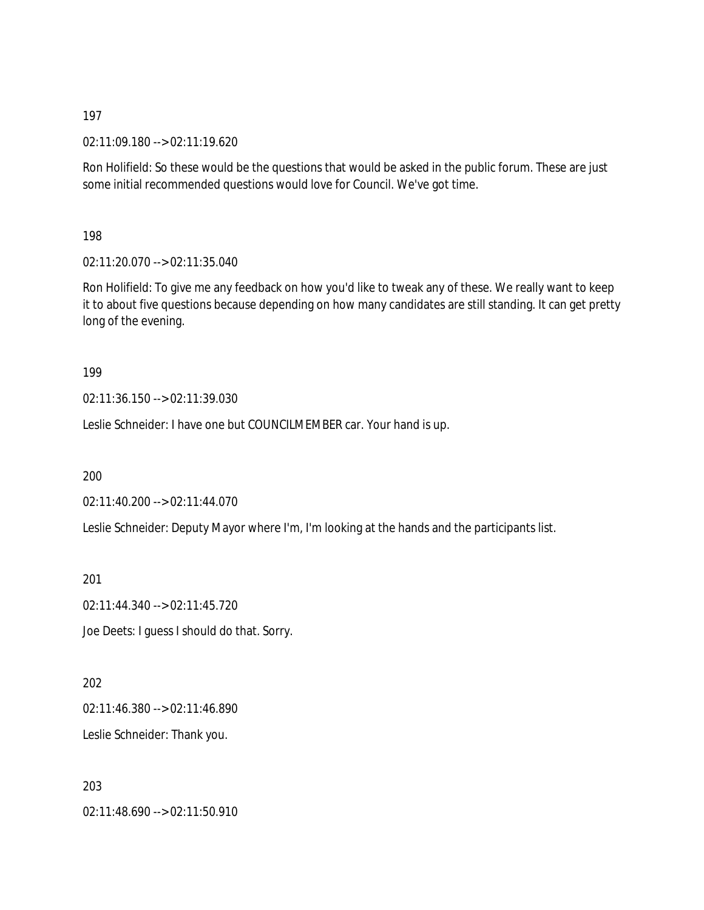197

02:11:09.180 --> 02:11:19.620

Ron Holifield: So these would be the questions that would be asked in the public forum. These are just some initial recommended questions would love for Council. We've got time.

198

02:11:20.070 --> 02:11:35.040

Ron Holifield: To give me any feedback on how you'd like to tweak any of these. We really want to keep it to about five questions because depending on how many candidates are still standing. It can get pretty long of the evening.

199

02:11:36.150 --> 02:11:39.030

Leslie Schneider: I have one but COUNCILMEMBER car. Your hand is up.

200

02:11:40.200 --> 02:11:44.070

Leslie Schneider: Deputy Mayor where I'm, I'm looking at the hands and the participants list.

201

02:11:44.340 --> 02:11:45.720

Joe Deets: I guess I should do that. Sorry.

202

02:11:46.380 --> 02:11:46.890

Leslie Schneider: Thank you.

203

02:11:48.690 --> 02:11:50.910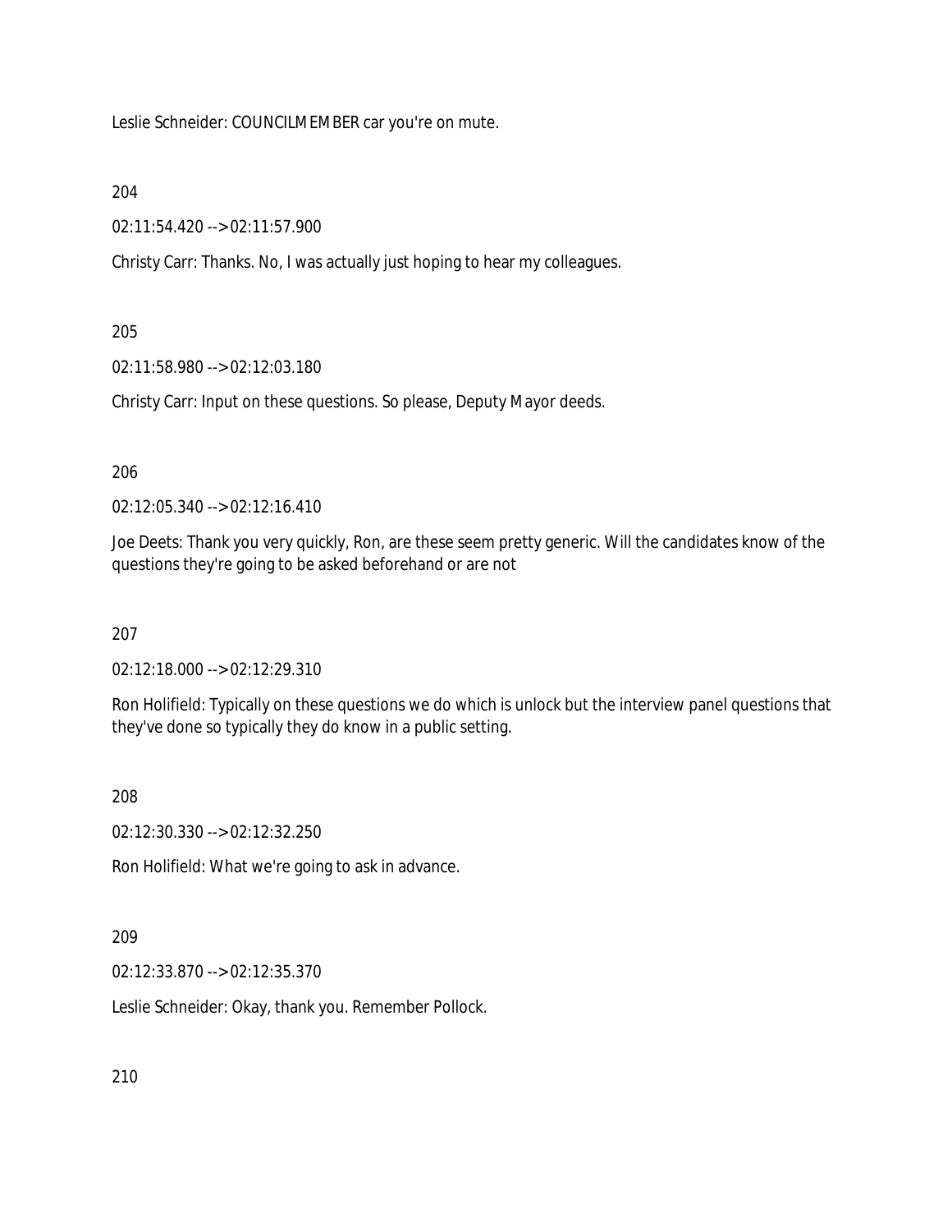Leslie Schneider: COUNCILMEMBER car you're on mute.

204

02:11:54.420 --> 02:11:57.900

Christy Carr: Thanks. No, I was actually just hoping to hear my colleagues.

205

02:11:58.980 --> 02:12:03.180

Christy Carr: Input on these questions. So please, Deputy Mayor deeds.

206

02:12:05.340 --> 02:12:16.410

Joe Deets: Thank you very quickly, Ron, are these seem pretty generic. Will the candidates know of the questions they're going to be asked beforehand or are not

207

02:12:18.000 --> 02:12:29.310

Ron Holifield: Typically on these questions we do which is unlock but the interview panel questions that they've done so typically they do know in a public setting.

208

02:12:30.330 --> 02:12:32.250

Ron Holifield: What we're going to ask in advance.

209

02:12:33.870 --> 02:12:35.370

Leslie Schneider: Okay, thank you. Remember Pollock.

210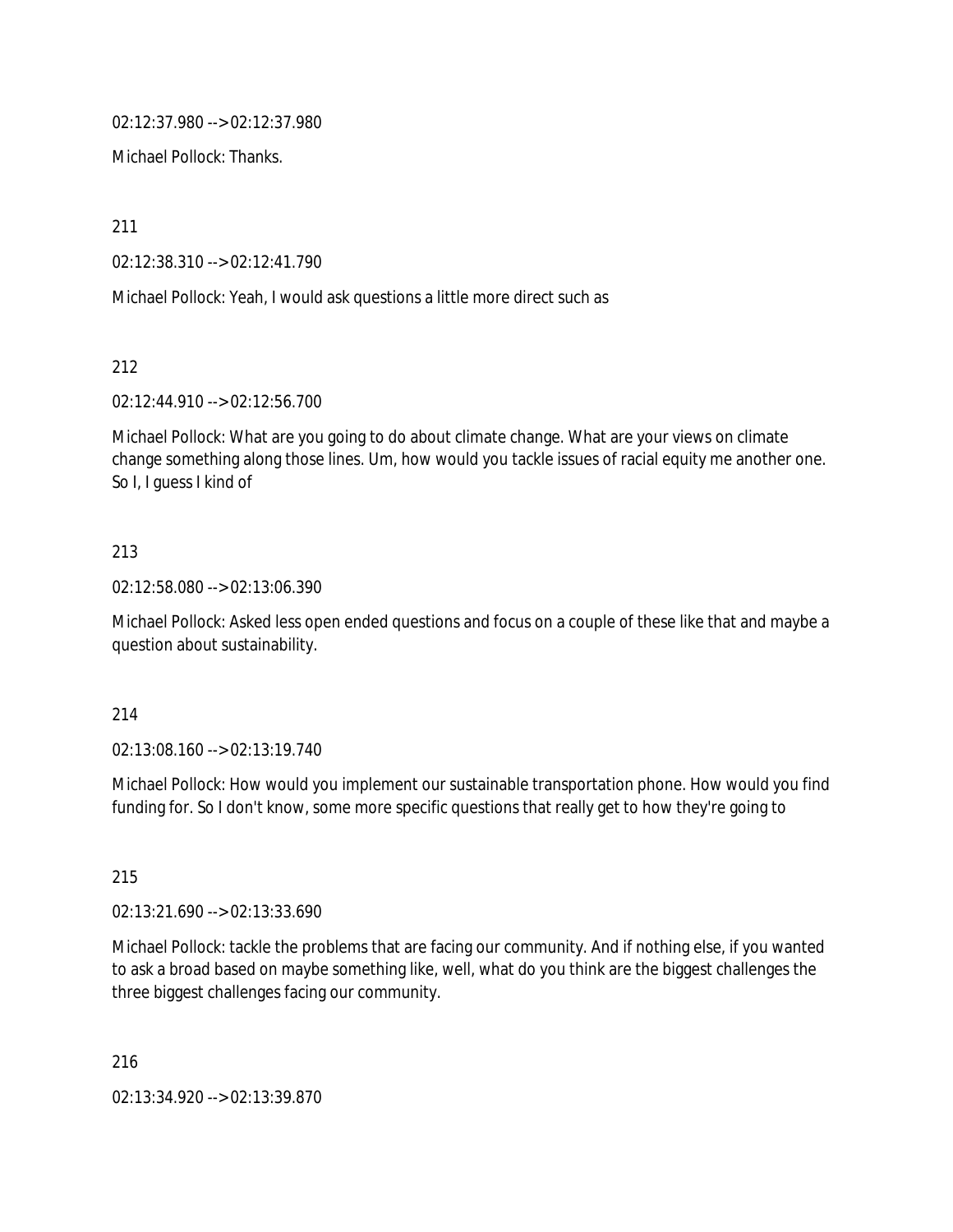02:12:37.980 --> 02:12:37.980

Michael Pollock: Thanks.

211

02:12:38.310 --> 02:12:41.790

Michael Pollock: Yeah, I would ask questions a little more direct such as

212

02:12:44.910 --> 02:12:56.700

Michael Pollock: What are you going to do about climate change. What are your views on climate change something along those lines. Um, how would you tackle issues of racial equity me another one. So I, I guess I kind of

213

02:12:58.080 --> 02:13:06.390

Michael Pollock: Asked less open ended questions and focus on a couple of these like that and maybe a question about sustainability.

214

02:13:08.160 --> 02:13:19.740

Michael Pollock: How would you implement our sustainable transportation phone. How would you find funding for. So I don't know, some more specific questions that really get to how they're going to

215

02:13:21.690 --> 02:13:33.690

Michael Pollock: tackle the problems that are facing our community. And if nothing else, if you wanted to ask a broad based on maybe something like, well, what do you think are the biggest challenges the three biggest challenges facing our community.

216

02:13:34.920 --> 02:13:39.870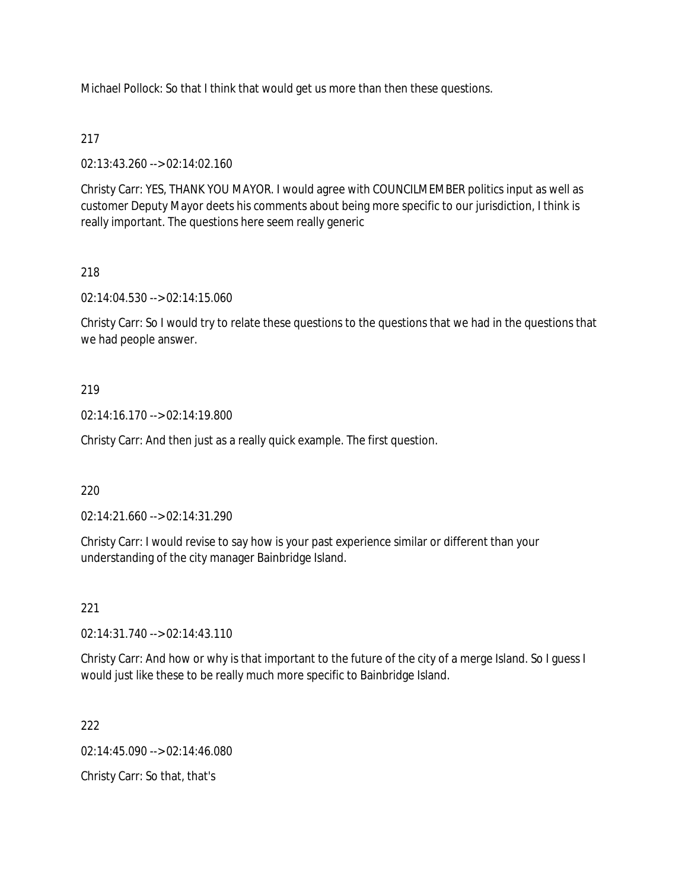Michael Pollock: So that I think that would get us more than then these questions.

217

02:13:43.260 --> 02:14:02.160

Christy Carr: YES, THANK YOU MAYOR. I would agree with COUNCILMEMBER politics input as well as customer Deputy Mayor deets his comments about being more specific to our jurisdiction, I think is really important. The questions here seem really generic

218

02:14:04.530 --> 02:14:15.060

Christy Carr: So I would try to relate these questions to the questions that we had in the questions that we had people answer.

219

02:14:16.170 --> 02:14:19.800

Christy Carr: And then just as a really quick example. The first question.

220

02:14:21.660 --> 02:14:31.290

Christy Carr: I would revise to say how is your past experience similar or different than your understanding of the city manager Bainbridge Island.

221

02:14:31.740 --> 02:14:43.110

Christy Carr: And how or why is that important to the future of the city of a merge Island. So I guess I would just like these to be really much more specific to Bainbridge Island.

222

02:14:45.090 --> 02:14:46.080

Christy Carr: So that, that's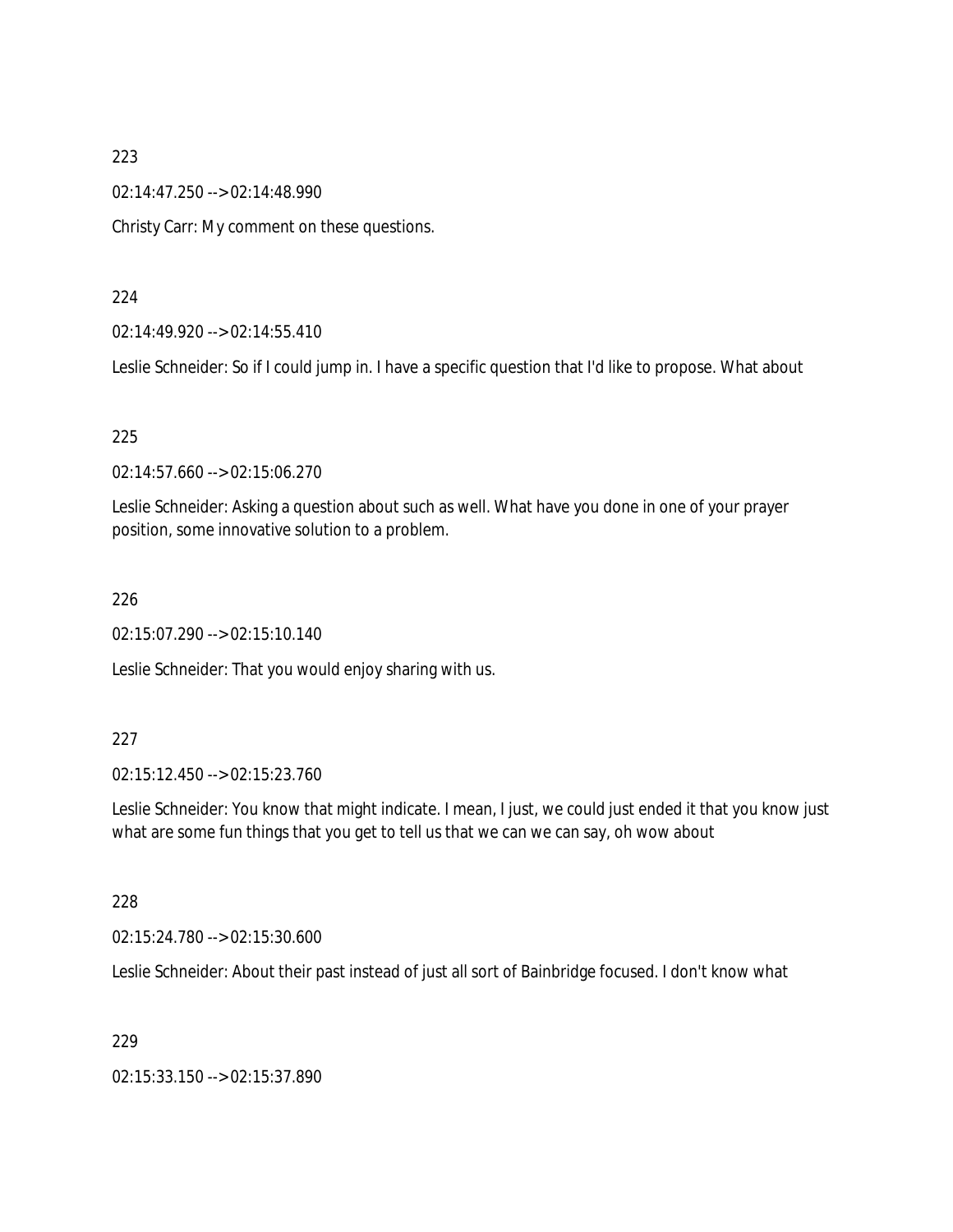223

02:14:47.250 --> 02:14:48.990

Christy Carr: My comment on these questions.

224

02:14:49.920 --> 02:14:55.410

Leslie Schneider: So if I could jump in. I have a specific question that I'd like to propose. What about

225

02:14:57.660 --> 02:15:06.270

Leslie Schneider: Asking a question about such as well. What have you done in one of your prayer position, some innovative solution to a problem.

226

02:15:07.290 --> 02:15:10.140

Leslie Schneider: That you would enjoy sharing with us.

227

02:15:12.450 --> 02:15:23.760

Leslie Schneider: You know that might indicate. I mean, I just, we could just ended it that you know just what are some fun things that you get to tell us that we can we can say, oh wow about

228

02:15:24.780 --> 02:15:30.600

Leslie Schneider: About their past instead of just all sort of Bainbridge focused. I don't know what

229

02:15:33.150 --> 02:15:37.890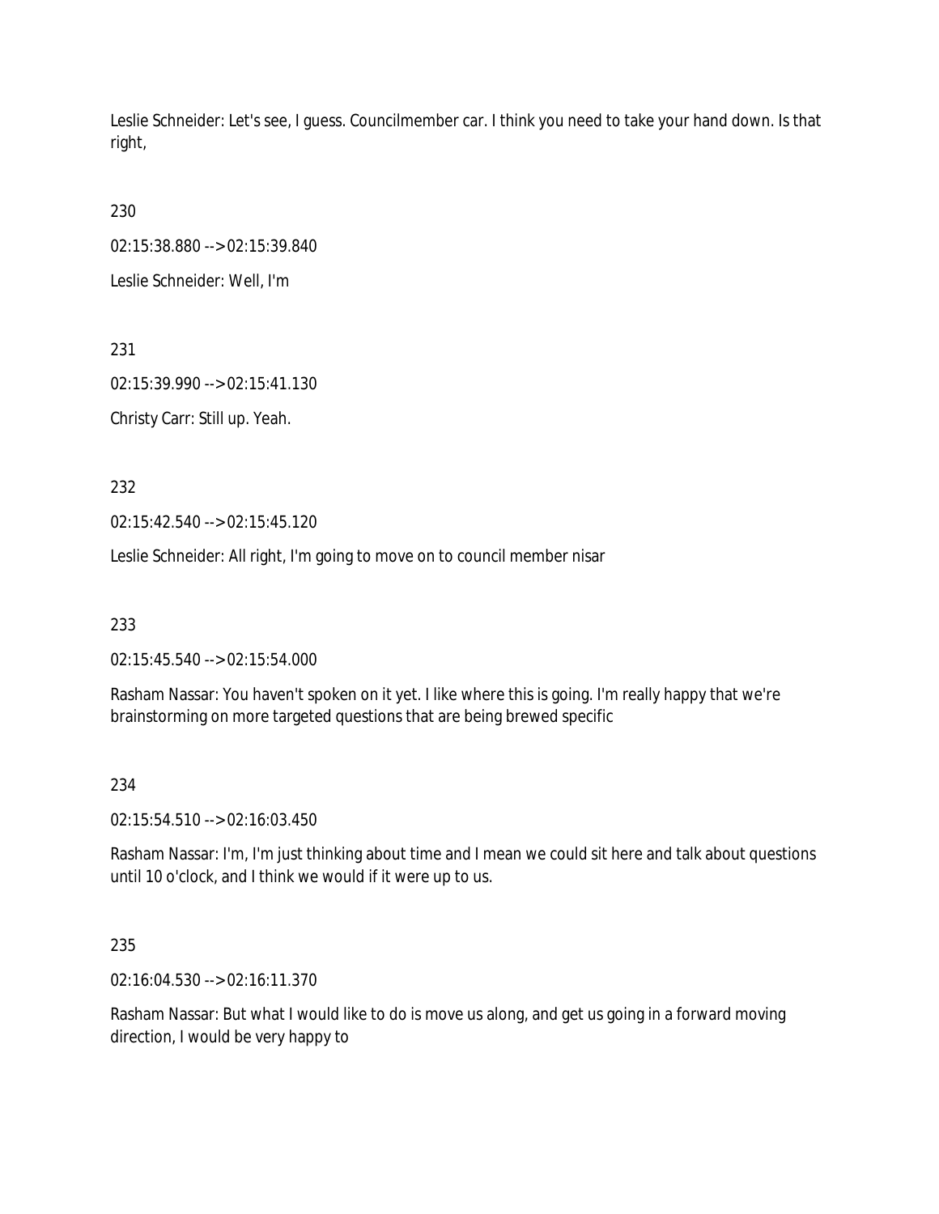Leslie Schneider: Let's see, I guess. Councilmember car. I think you need to take your hand down. Is that right,

230

02:15:38.880 --> 02:15:39.840

Leslie Schneider: Well, I'm

231

02:15:39.990 --> 02:15:41.130

Christy Carr: Still up. Yeah.

232

02:15:42.540 --> 02:15:45.120

Leslie Schneider: All right, I'm going to move on to council member nisar

233

02:15:45.540 --> 02:15:54.000

Rasham Nassar: You haven't spoken on it yet. I like where this is going. I'm really happy that we're brainstorming on more targeted questions that are being brewed specific

234

02:15:54.510 --> 02:16:03.450

Rasham Nassar: I'm, I'm just thinking about time and I mean we could sit here and talk about questions until 10 o'clock, and I think we would if it were up to us.

235

02:16:04.530 --> 02:16:11.370

Rasham Nassar: But what I would like to do is move us along, and get us going in a forward moving direction, I would be very happy to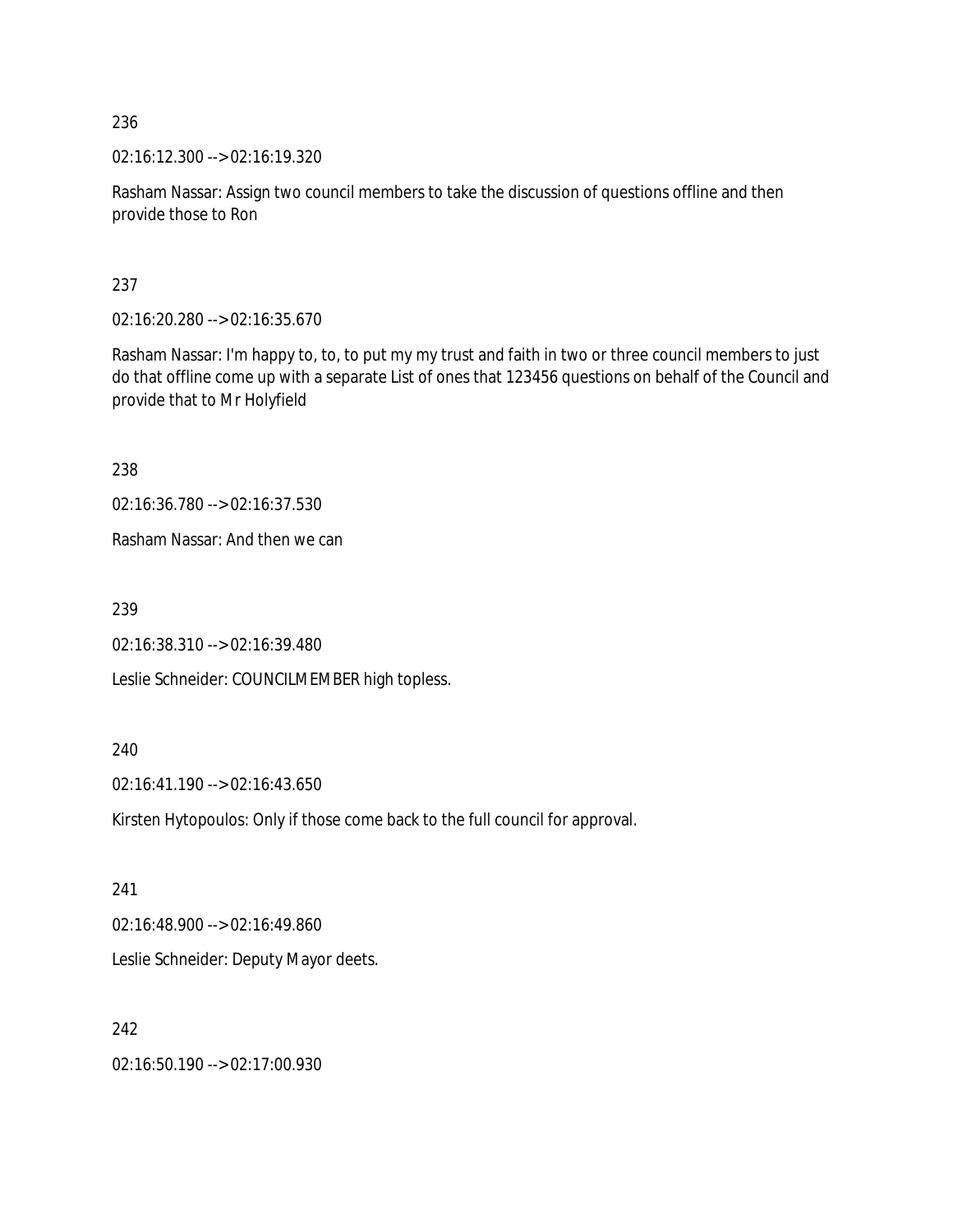236

02:16:12.300 --> 02:16:19.320

Rasham Nassar: Assign two council members to take the discussion of questions offline and then provide those to Ron

237

02:16:20.280 --> 02:16:35.670

Rasham Nassar: I'm happy to, to, to put my my trust and faith in two or three council members to just do that offline come up with a separate List of ones that 123456 questions on behalf of the Council and provide that to Mr Holyfield

238

02:16:36.780 --> 02:16:37.530

Rasham Nassar: And then we can

239

02:16:38.310 --> 02:16:39.480

Leslie Schneider: COUNCILMEMBER high topless.

240

02:16:41.190 --> 02:16:43.650

Kirsten Hytopoulos: Only if those come back to the full council for approval.

241

02:16:48.900 --> 02:16:49.860

Leslie Schneider: Deputy Mayor deets.

242

02:16:50.190 --> 02:17:00.930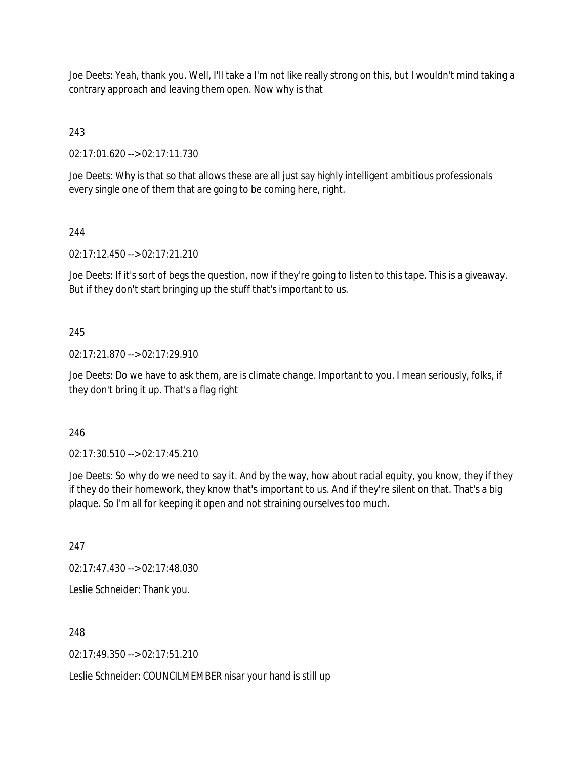Joe Deets: Yeah, thank you. Well, I'll take a I'm not like really strong on this, but I wouldn't mind taking a contrary approach and leaving them open. Now why is that

243

02:17:01.620 --> 02:17:11.730

Joe Deets: Why is that so that allows these are all just say highly intelligent ambitious professionals every single one of them that are going to be coming here, right.

244

02:17:12.450 --> 02:17:21.210

Joe Deets: If it's sort of begs the question, now if they're going to listen to this tape. This is a giveaway. But if they don't start bringing up the stuff that's important to us.

245

02:17:21.870 --> 02:17:29.910

Joe Deets: Do we have to ask them, are is climate change. Important to you. I mean seriously, folks, if they don't bring it up. That's a flag right

246

02:17:30.510 --> 02:17:45.210

Joe Deets: So why do we need to say it. And by the way, how about racial equity, you know, they if they if they do their homework, they know that's important to us. And if they're silent on that. That's a big plaque. So I'm all for keeping it open and not straining ourselves too much.

247

02:17:47.430 --> 02:17:48.030

Leslie Schneider: Thank you.

248

02:17:49.350 --> 02:17:51.210

Leslie Schneider: COUNCILMEMBER nisar your hand is still up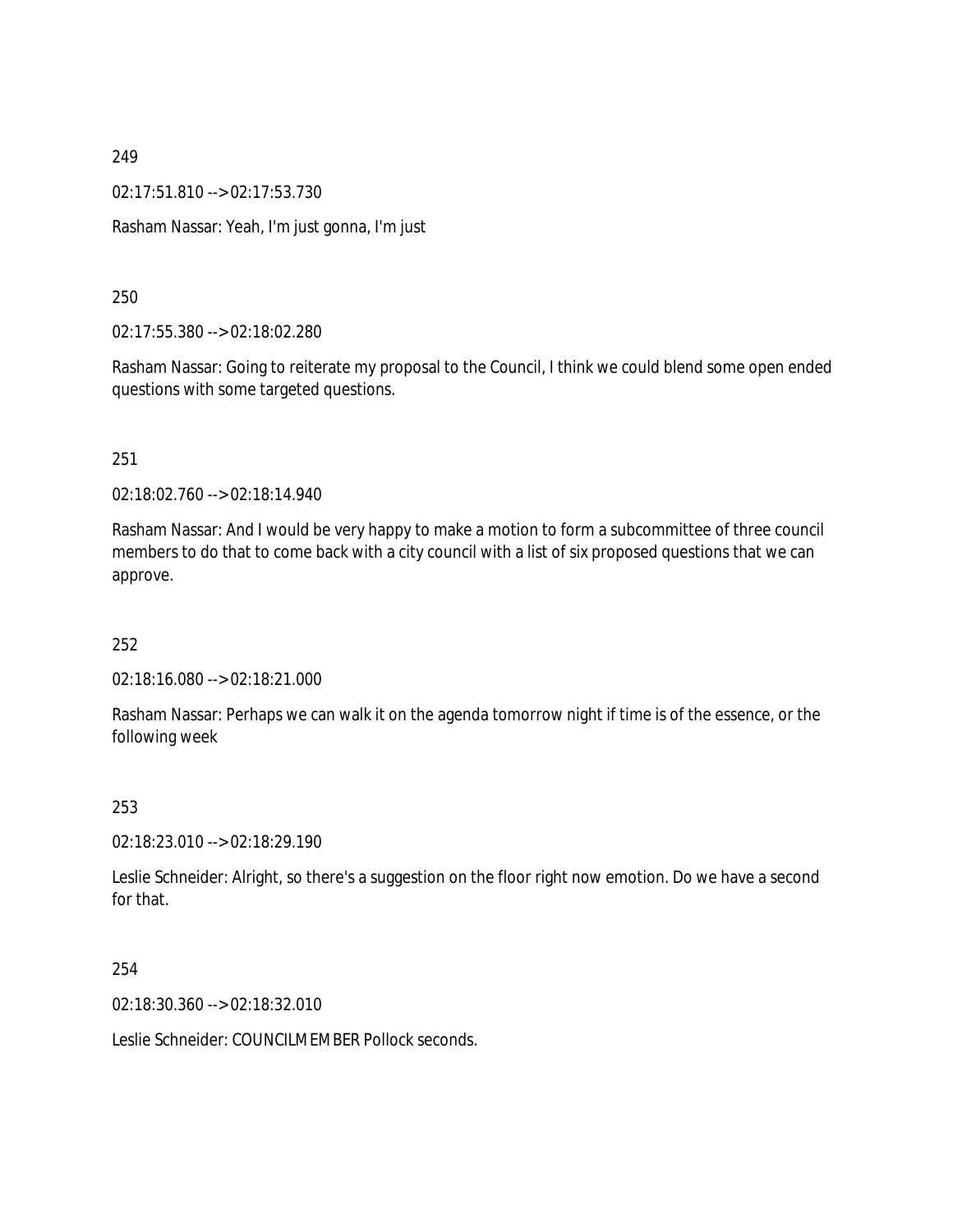249

02:17:51.810 --> 02:17:53.730

Rasham Nassar: Yeah, I'm just gonna, I'm just

250

02:17:55.380 --> 02:18:02.280

Rasham Nassar: Going to reiterate my proposal to the Council, I think we could blend some open ended questions with some targeted questions.

251

02:18:02.760 --> 02:18:14.940

Rasham Nassar: And I would be very happy to make a motion to form a subcommittee of three council members to do that to come back with a city council with a list of six proposed questions that we can approve.

252

02:18:16.080 --> 02:18:21.000

Rasham Nassar: Perhaps we can walk it on the agenda tomorrow night if time is of the essence, or the following week

253

02:18:23.010 --> 02:18:29.190

Leslie Schneider: Alright, so there's a suggestion on the floor right now emotion. Do we have a second for that.

254

02:18:30.360 --> 02:18:32.010

Leslie Schneider: COUNCILMEMBER Pollock seconds.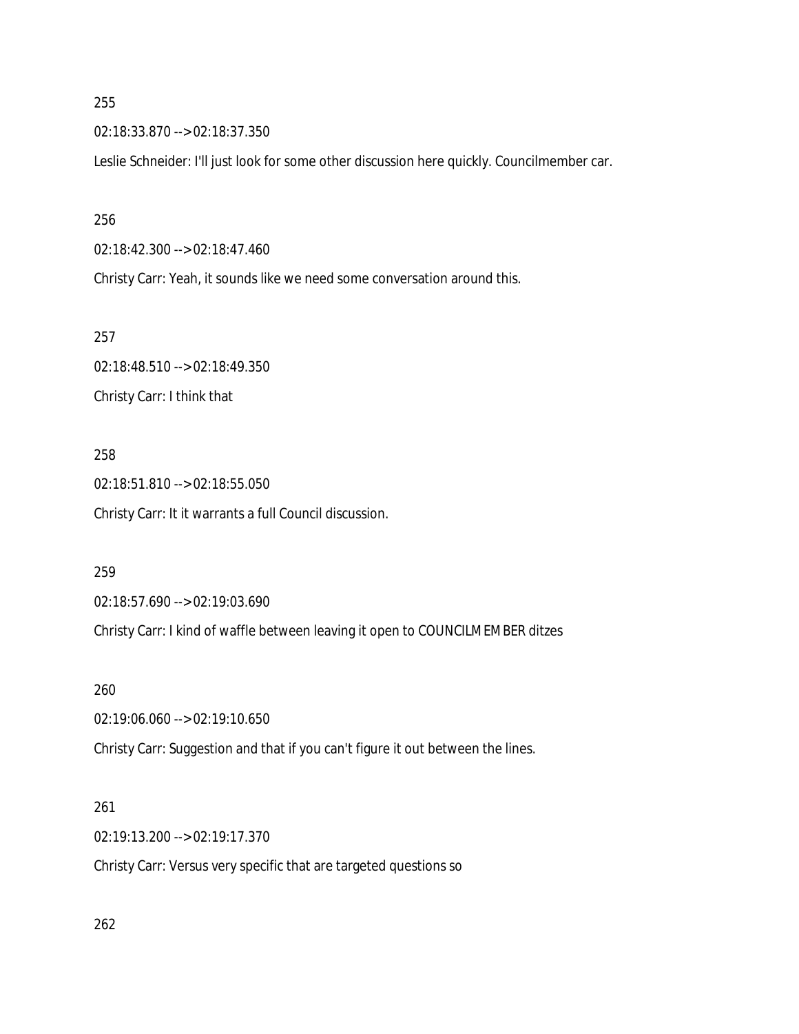255

02:18:33.870 --> 02:18:37.350

Leslie Schneider: I'll just look for some other discussion here quickly. Councilmember car.

256

02:18:42.300 --> 02:18:47.460

Christy Carr: Yeah, it sounds like we need some conversation around this.

257

02:18:48.510 --> 02:18:49.350

Christy Carr: I think that

258

02:18:51.810 --> 02:18:55.050

Christy Carr: It it warrants a full Council discussion.

259

02:18:57.690 --> 02:19:03.690

Christy Carr: I kind of waffle between leaving it open to COUNCILMEMBER ditzes

260

02:19:06.060 --> 02:19:10.650

Christy Carr: Suggestion and that if you can't figure it out between the lines.

261

02:19:13.200 --> 02:19:17.370

Christy Carr: Versus very specific that are targeted questions so

262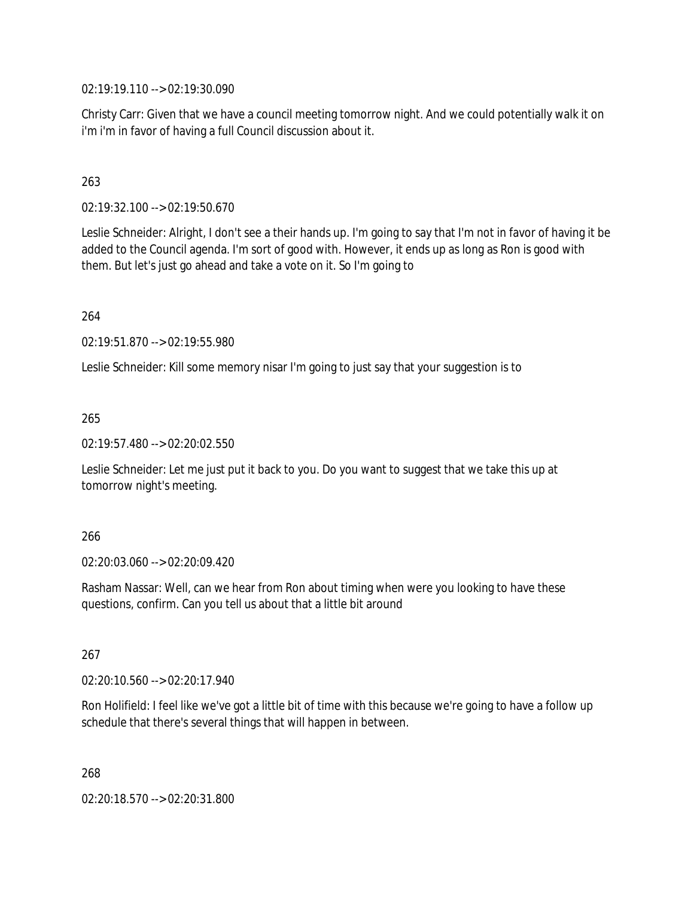02:19:19.110 --> 02:19:30.090

Christy Carr: Given that we have a council meeting tomorrow night. And we could potentially walk it on i'm i'm in favor of having a full Council discussion about it.

263

02:19:32.100 --> 02:19:50.670

Leslie Schneider: Alright, I don't see a their hands up. I'm going to say that I'm not in favor of having it be added to the Council agenda. I'm sort of good with. However, it ends up as long as Ron is good with them. But let's just go ahead and take a vote on it. So I'm going to

264

02:19:51.870 --> 02:19:55.980

Leslie Schneider: Kill some memory nisar I'm going to just say that your suggestion is to

265

02:19:57.480 --> 02:20:02.550

Leslie Schneider: Let me just put it back to you. Do you want to suggest that we take this up at tomorrow night's meeting.

266

02:20:03.060 --> 02:20:09.420

Rasham Nassar: Well, can we hear from Ron about timing when were you looking to have these questions, confirm. Can you tell us about that a little bit around

267

02:20:10.560 --> 02:20:17.940

Ron Holifield: I feel like we've got a little bit of time with this because we're going to have a follow up schedule that there's several things that will happen in between.

268

02:20:18.570 --> 02:20:31.800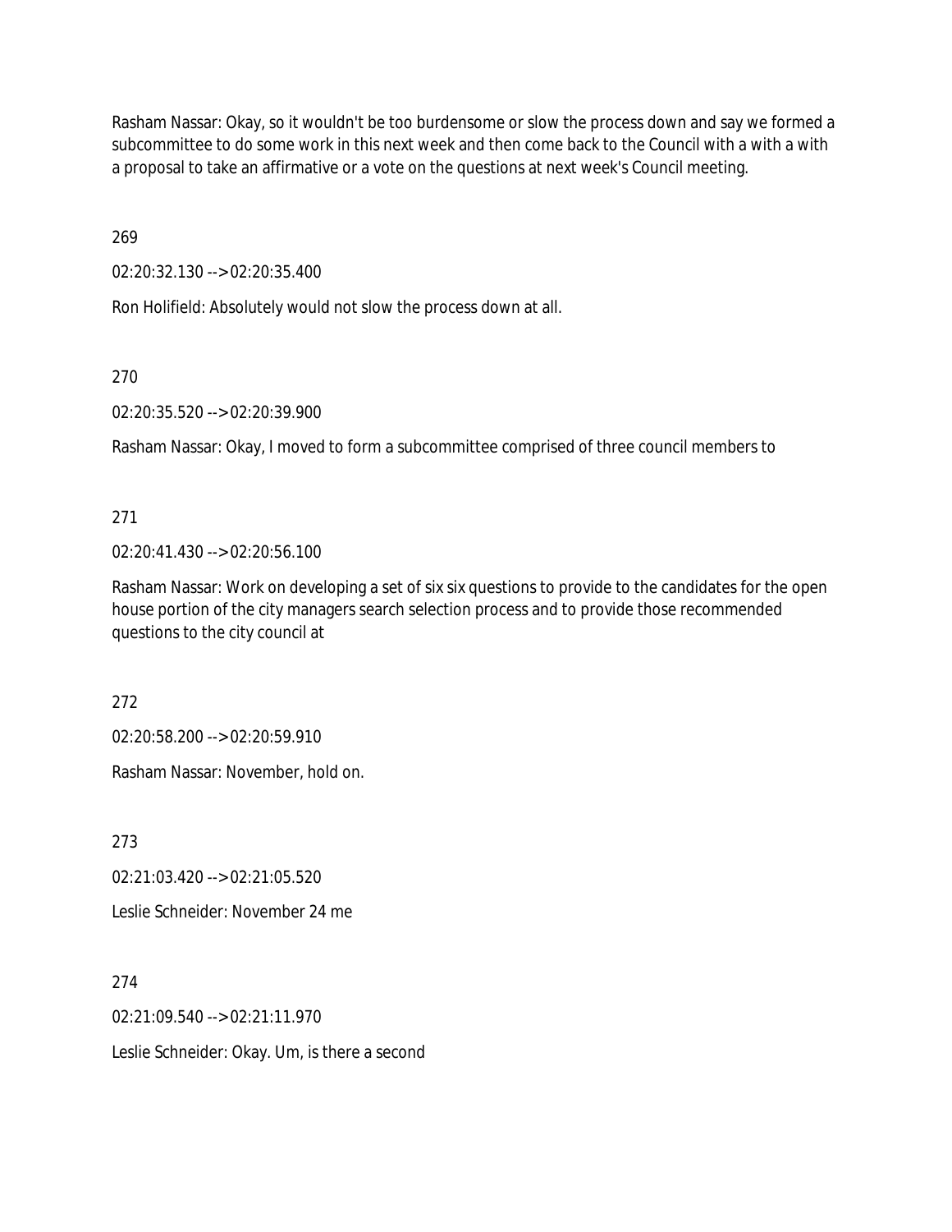Rasham Nassar: Okay, so it wouldn't be too burdensome or slow the process down and say we formed a subcommittee to do some work in this next week and then come back to the Council with a with a with a proposal to take an affirmative or a vote on the questions at next week's Council meeting.

269

02:20:32.130 --> 02:20:35.400

Ron Holifield: Absolutely would not slow the process down at all.

270

02:20:35.520 --> 02:20:39.900

Rasham Nassar: Okay, I moved to form a subcommittee comprised of three council members to

271

02:20:41.430 --> 02:20:56.100

Rasham Nassar: Work on developing a set of six six questions to provide to the candidates for the open house portion of the city managers search selection process and to provide those recommended questions to the city council at

272

02:20:58.200 --> 02:20:59.910

Rasham Nassar: November, hold on.

273

02:21:03.420 --> 02:21:05.520

Leslie Schneider: November 24 me

274

02:21:09.540 --> 02:21:11.970

Leslie Schneider: Okay. Um, is there a second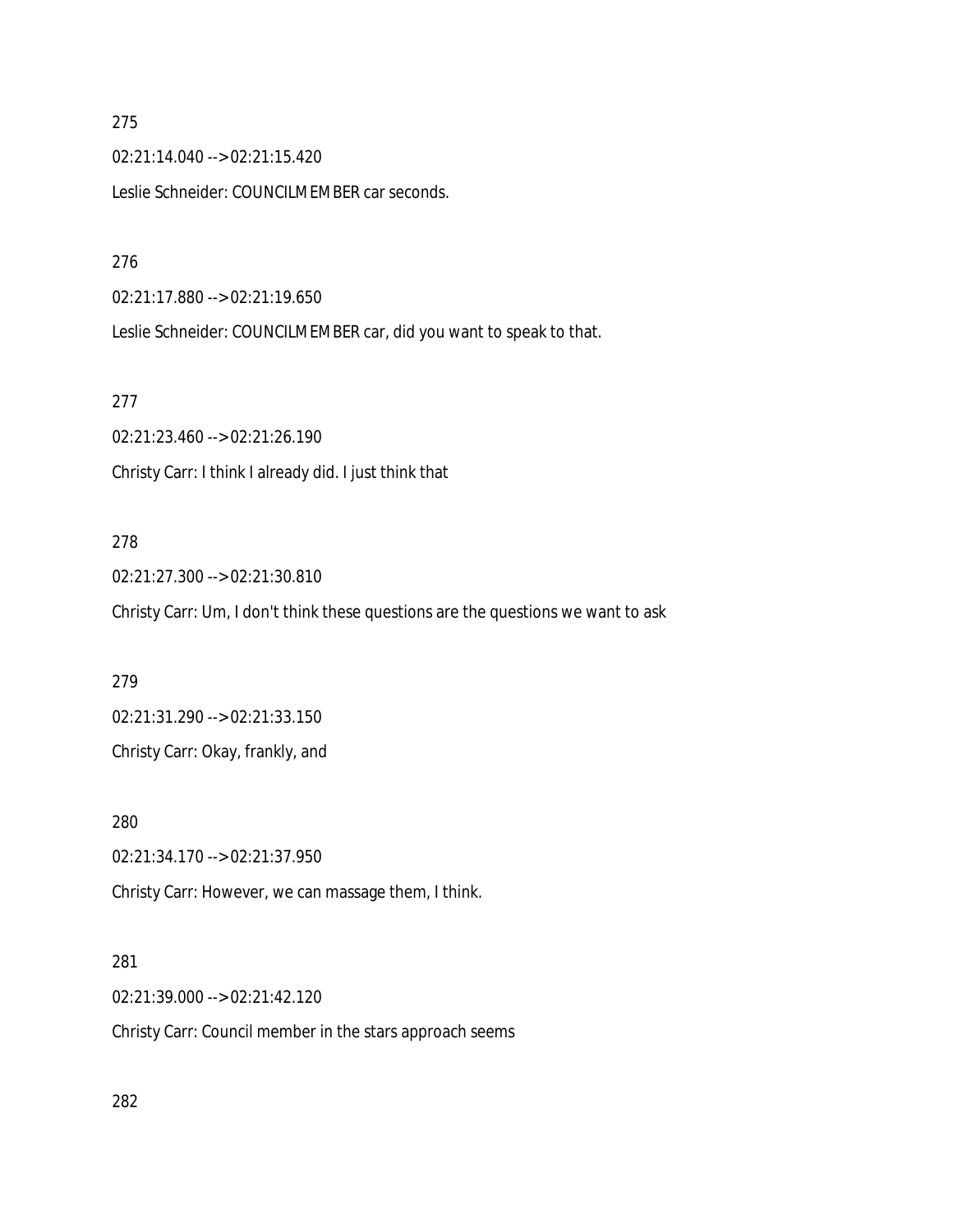275

02:21:14.040 --> 02:21:15.420

Leslie Schneider: COUNCILMEMBER car seconds.

276

02:21:17.880 --> 02:21:19.650

Leslie Schneider: COUNCILMEMBER car, did you want to speak to that.

277

02:21:23.460 --> 02:21:26.190

Christy Carr: I think I already did. I just think that

278

02:21:27.300 --> 02:21:30.810

Christy Carr: Um, I don't think these questions are the questions we want to ask

279

02:21:31.290 --> 02:21:33.150

Christy Carr: Okay, frankly, and

280

02:21:34.170 --> 02:21:37.950

Christy Carr: However, we can massage them, I think.

281

02:21:39.000 --> 02:21:42.120

Christy Carr: Council member in the stars approach seems

282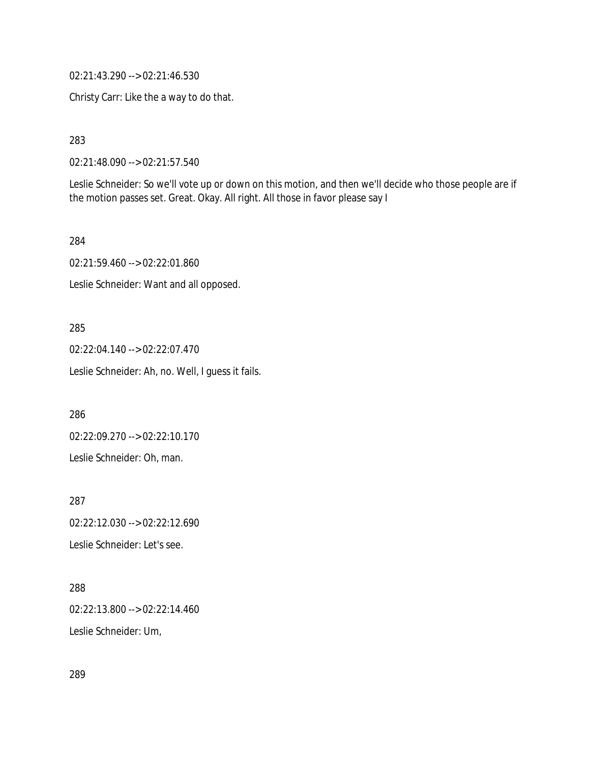02:21:43.290 --> 02:21:46.530

Christy Carr: Like the a way to do that.

283

02:21:48.090 --> 02:21:57.540

Leslie Schneider: So we'll vote up or down on this motion, and then we'll decide who those people are if the motion passes set. Great. Okay. All right. All those in favor please say I

284

02:21:59.460 --> 02:22:01.860

Leslie Schneider: Want and all opposed.

285

02:22:04.140 --> 02:22:07.470

Leslie Schneider: Ah, no. Well, I guess it fails.

286

02:22:09.270 --> 02:22:10.170

Leslie Schneider: Oh, man.

287

02:22:12.030 --> 02:22:12.690

Leslie Schneider: Let's see.

288

02:22:13.800 --> 02:22:14.460

Leslie Schneider: Um,

289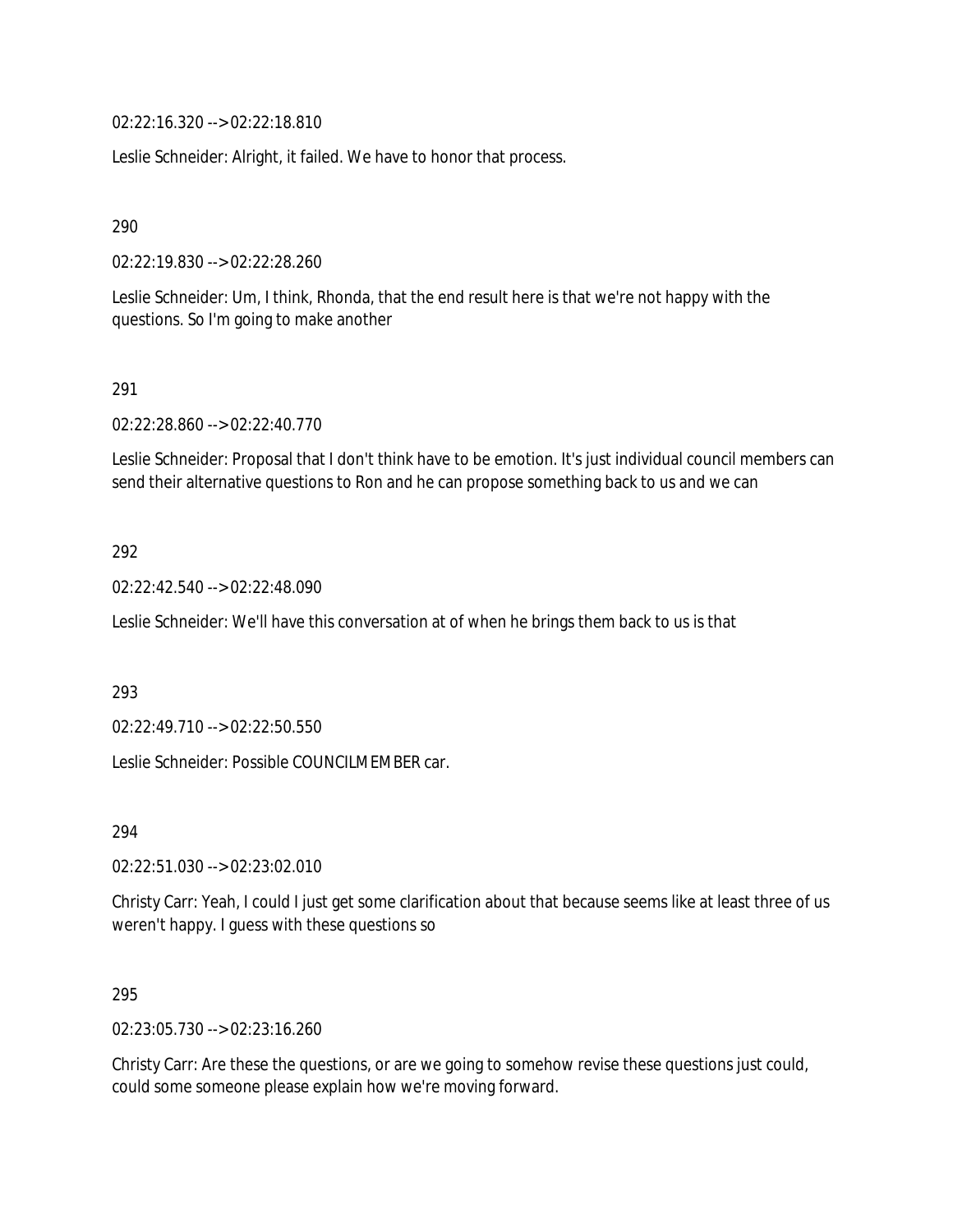02:22:16.320 --> 02:22:18.810

Leslie Schneider: Alright, it failed. We have to honor that process.

290

02:22:19.830 --> 02:22:28.260

Leslie Schneider: Um, I think, Rhonda, that the end result here is that we're not happy with the questions. So I'm going to make another

291

02:22:28.860 --> 02:22:40.770

Leslie Schneider: Proposal that I don't think have to be emotion. It's just individual council members can send their alternative questions to Ron and he can propose something back to us and we can

292

02:22:42.540 --> 02:22:48.090

Leslie Schneider: We'll have this conversation at of when he brings them back to us is that

293

02:22:49.710 --> 02:22:50.550

Leslie Schneider: Possible COUNCILMEMBER car.

294

02:22:51.030 --> 02:23:02.010

Christy Carr: Yeah, I could I just get some clarification about that because seems like at least three of us weren't happy. I guess with these questions so

295

02:23:05.730 --> 02:23:16.260

Christy Carr: Are these the questions, or are we going to somehow revise these questions just could, could some someone please explain how we're moving forward.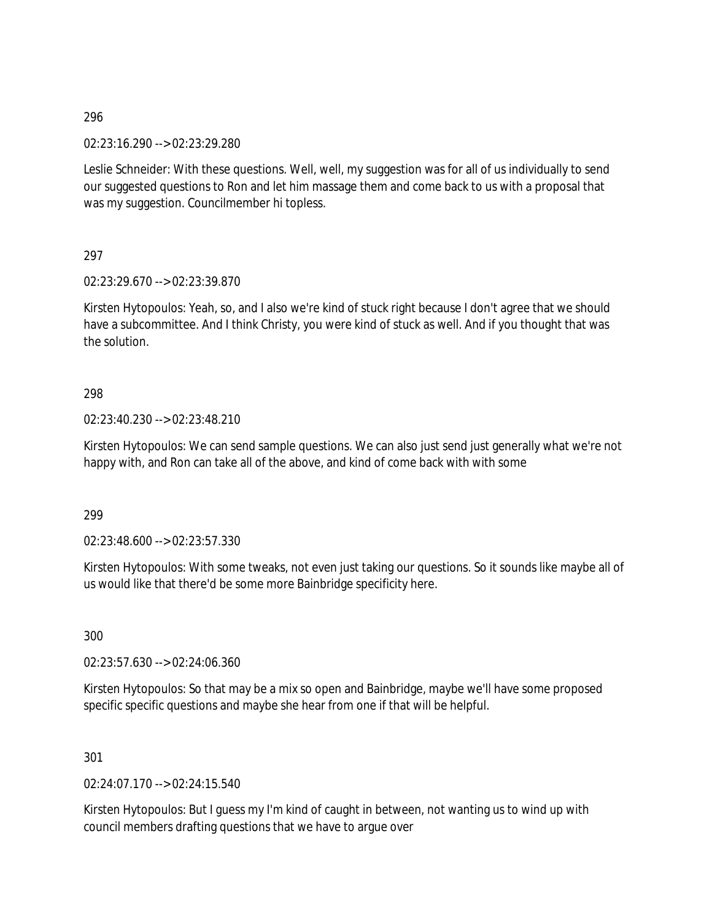296

02:23:16.290 --> 02:23:29.280

Leslie Schneider: With these questions. Well, well, my suggestion was for all of us individually to send our suggested questions to Ron and let him massage them and come back to us with a proposal that was my suggestion. Councilmember hi topless.

297

02:23:29.670 --> 02:23:39.870

Kirsten Hytopoulos: Yeah, so, and I also we're kind of stuck right because I don't agree that we should have a subcommittee. And I think Christy, you were kind of stuck as well. And if you thought that was the solution.

298

02:23:40.230 --> 02:23:48.210

Kirsten Hytopoulos: We can send sample questions. We can also just send just generally what we're not happy with, and Ron can take all of the above, and kind of come back with with some

299

02:23:48.600 --> 02:23:57.330

Kirsten Hytopoulos: With some tweaks, not even just taking our questions. So it sounds like maybe all of us would like that there'd be some more Bainbridge specificity here.

300

02:23:57.630 --> 02:24:06.360

Kirsten Hytopoulos: So that may be a mix so open and Bainbridge, maybe we'll have some proposed specific specific questions and maybe she hear from one if that will be helpful.

301

02:24:07.170 --> 02:24:15.540

Kirsten Hytopoulos: But I guess my I'm kind of caught in between, not wanting us to wind up with council members drafting questions that we have to argue over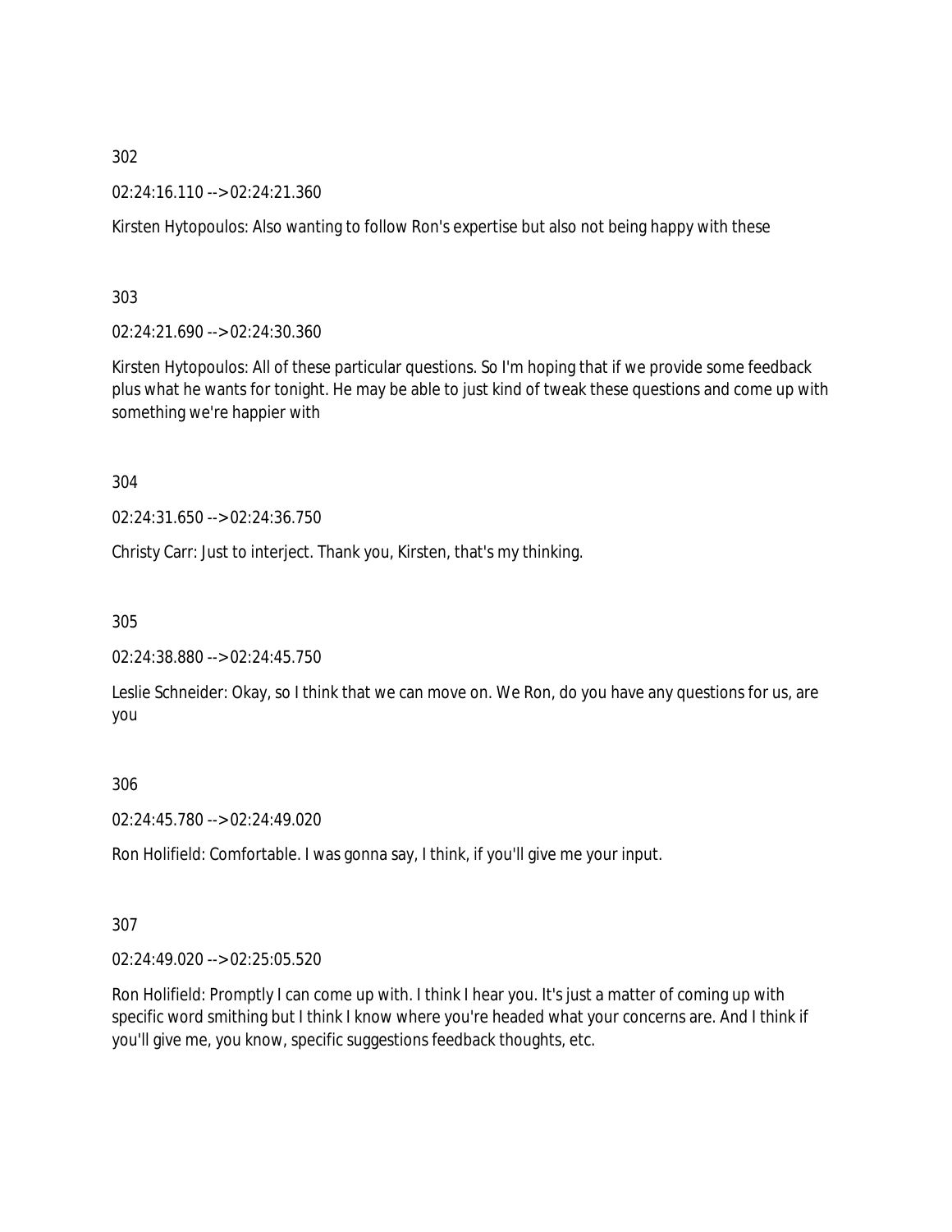302

02:24:16.110 --> 02:24:21.360

Kirsten Hytopoulos: Also wanting to follow Ron's expertise but also not being happy with these

303

02:24:21.690 --> 02:24:30.360

Kirsten Hytopoulos: All of these particular questions. So I'm hoping that if we provide some feedback plus what he wants for tonight. He may be able to just kind of tweak these questions and come up with something we're happier with

304

02:24:31.650 --> 02:24:36.750

Christy Carr: Just to interject. Thank you, Kirsten, that's my thinking.

305

02:24:38.880 --> 02:24:45.750

Leslie Schneider: Okay, so I think that we can move on. We Ron, do you have any questions for us, are you

306

02:24:45.780 --> 02:24:49.020

Ron Holifield: Comfortable. I was gonna say, I think, if you'll give me your input.

307

02:24:49.020 --> 02:25:05.520

Ron Holifield: Promptly I can come up with. I think I hear you. It's just a matter of coming up with specific word smithing but I think I know where you're headed what your concerns are. And I think if you'll give me, you know, specific suggestions feedback thoughts, etc.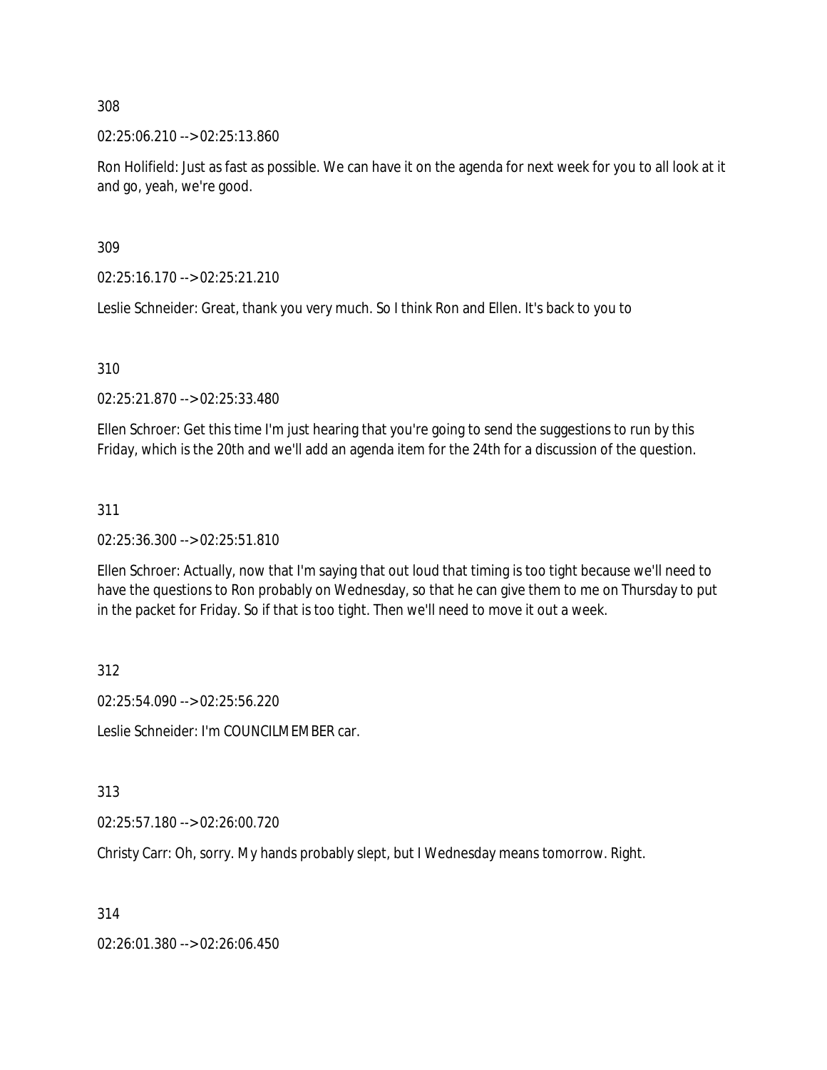308

02:25:06.210 --> 02:25:13.860

Ron Holifield: Just as fast as possible. We can have it on the agenda for next week for you to all look at it and go, yeah, we're good.

309

02:25:16.170 --> 02:25:21.210

Leslie Schneider: Great, thank you very much. So I think Ron and Ellen. It's back to you to

310

02:25:21.870 --> 02:25:33.480

Ellen Schroer: Get this time I'm just hearing that you're going to send the suggestions to run by this Friday, which is the 20th and we'll add an agenda item for the 24th for a discussion of the question.

311

02:25:36.300 --> 02:25:51.810

Ellen Schroer: Actually, now that I'm saying that out loud that timing is too tight because we'll need to have the questions to Ron probably on Wednesday, so that he can give them to me on Thursday to put in the packet for Friday. So if that is too tight. Then we'll need to move it out a week.

312

02:25:54.090 --> 02:25:56.220

Leslie Schneider: I'm COUNCILMEMBER car.

313

02:25:57.180 --> 02:26:00.720

Christy Carr: Oh, sorry. My hands probably slept, but I Wednesday means tomorrow. Right.

314

02:26:01.380 --> 02:26:06.450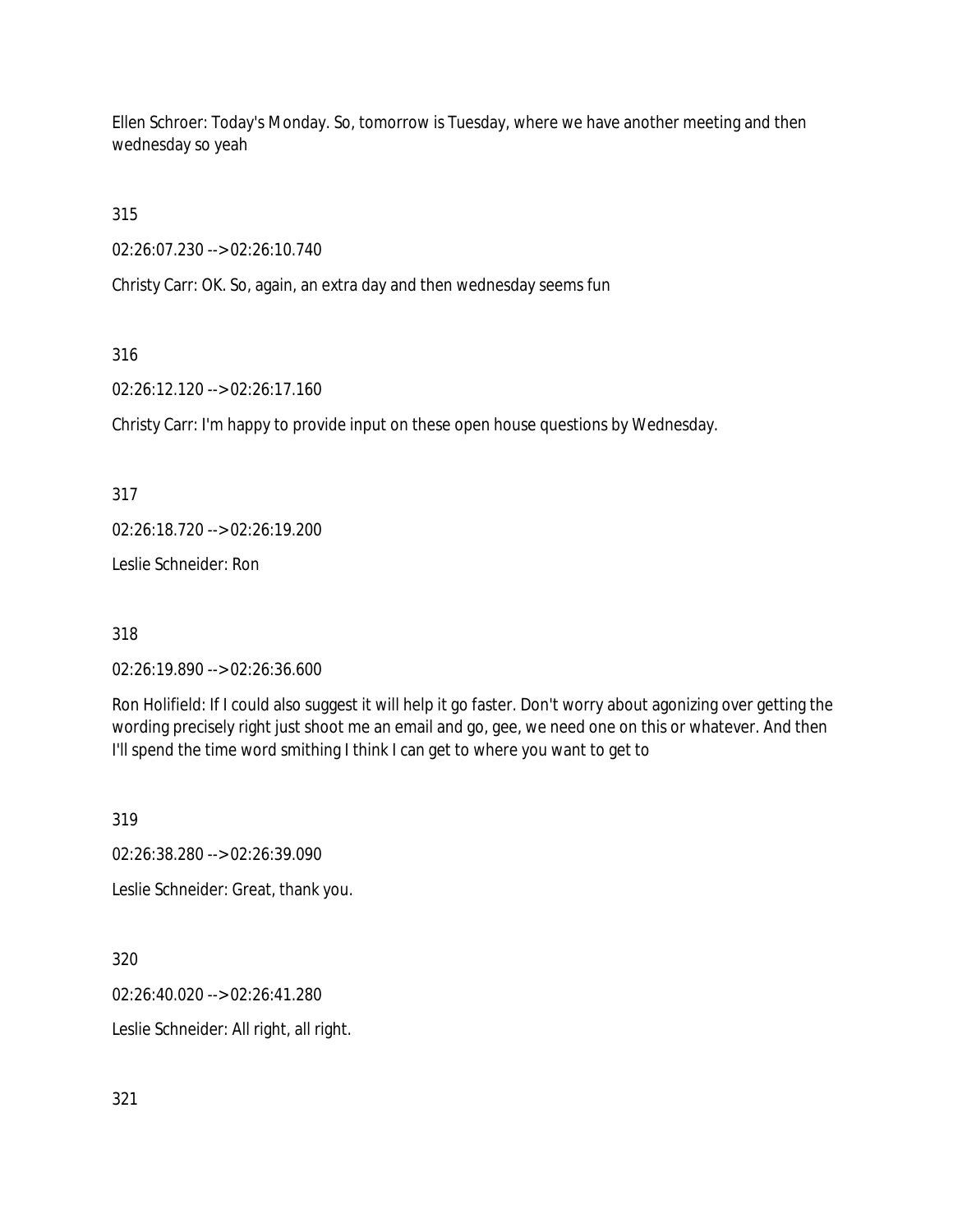Ellen Schroer: Today's Monday. So, tomorrow is Tuesday, where we have another meeting and then wednesday so yeah

315

02:26:07.230 --> 02:26:10.740

Christy Carr: OK. So, again, an extra day and then wednesday seems fun

316

02:26:12.120 --> 02:26:17.160

Christy Carr: I'm happy to provide input on these open house questions by Wednesday.

317

02:26:18.720 --> 02:26:19.200

Leslie Schneider: Ron

318

02:26:19.890 --> 02:26:36.600

Ron Holifield: If I could also suggest it will help it go faster. Don't worry about agonizing over getting the wording precisely right just shoot me an email and go, gee, we need one on this or whatever. And then I'll spend the time word smithing I think I can get to where you want to get to

319

02:26:38.280 --> 02:26:39.090

Leslie Schneider: Great, thank you.

320

02:26:40.020 --> 02:26:41.280

Leslie Schneider: All right, all right.

321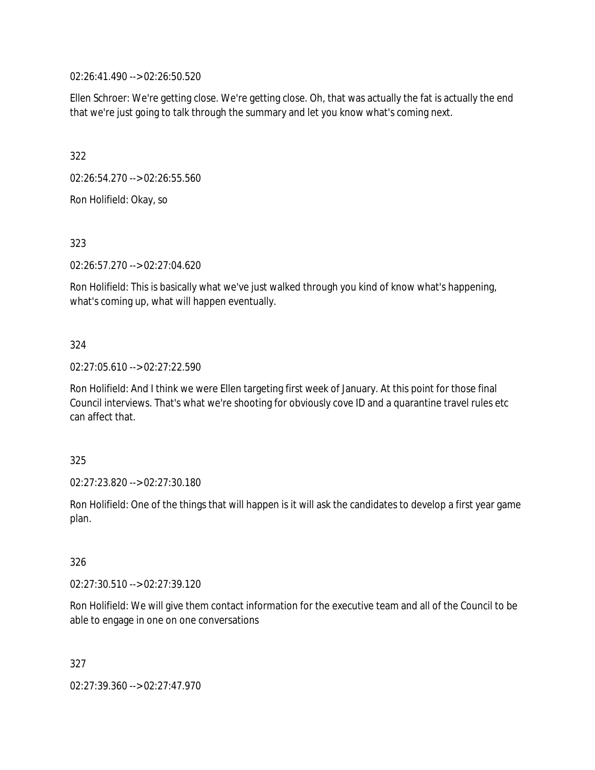02:26:41.490 --> 02:26:50.520

Ellen Schroer: We're getting close. We're getting close. Oh, that was actually the fat is actually the end that we're just going to talk through the summary and let you know what's coming next.

322

02:26:54.270 --> 02:26:55.560

Ron Holifield: Okay, so

323

02:26:57.270 --> 02:27:04.620

Ron Holifield: This is basically what we've just walked through you kind of know what's happening, what's coming up, what will happen eventually.

324

02:27:05.610 --> 02:27:22.590

Ron Holifield: And I think we were Ellen targeting first week of January. At this point for those final Council interviews. That's what we're shooting for obviously cove ID and a quarantine travel rules etc can affect that.

325

02:27:23.820 --> 02:27:30.180

Ron Holifield: One of the things that will happen is it will ask the candidates to develop a first year game plan.

326

02:27:30.510 --> 02:27:39.120

Ron Holifield: We will give them contact information for the executive team and all of the Council to be able to engage in one on one conversations

327

02:27:39.360 --> 02:27:47.970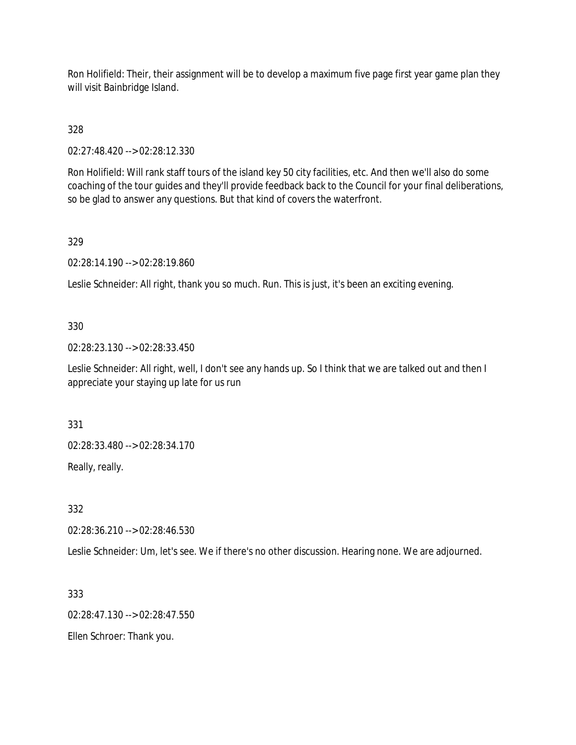Ron Holifield: Their, their assignment will be to develop a maximum five page first year game plan they will visit Bainbridge Island.

328

02:27:48.420 --> 02:28:12.330

Ron Holifield: Will rank staff tours of the island key 50 city facilities, etc. And then we'll also do some coaching of the tour guides and they'll provide feedback back to the Council for your final deliberations, so be glad to answer any questions. But that kind of covers the waterfront.

329

02:28:14.190 --> 02:28:19.860

Leslie Schneider: All right, thank you so much. Run. This is just, it's been an exciting evening.

330

02:28:23.130 --> 02:28:33.450

Leslie Schneider: All right, well, I don't see any hands up. So I think that we are talked out and then I appreciate your staying up late for us run

331

02:28:33.480 --> 02:28:34.170

Really, really.

332

02:28:36.210 --> 02:28:46.530

Leslie Schneider: Um, let's see. We if there's no other discussion. Hearing none. We are adjourned.

333

02:28:47.130 --> 02:28:47.550

Ellen Schroer: Thank you.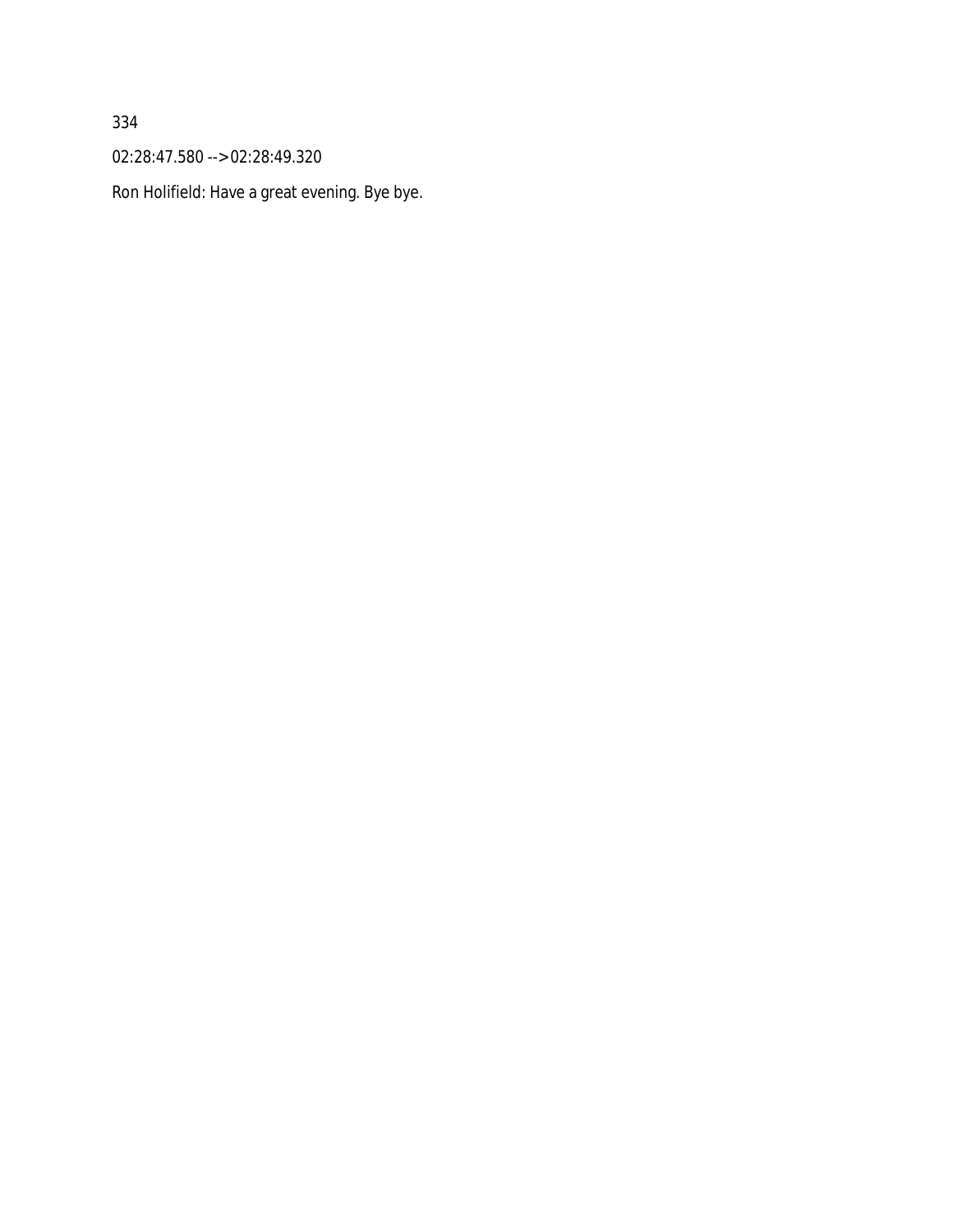334

02:28:47.580 --> 02:28:49.320

Ron Holifield: Have a great evening. Bye bye.